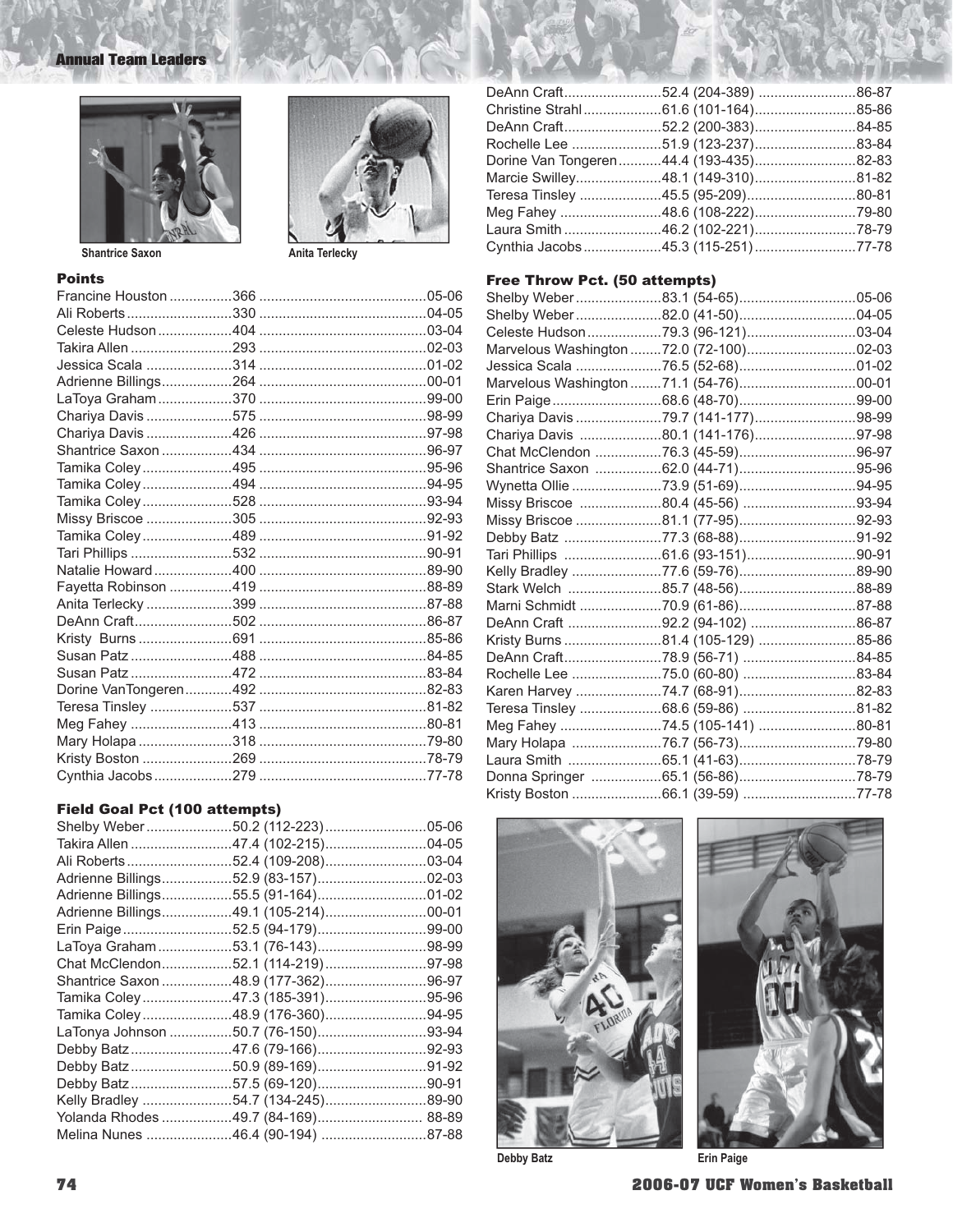# Annual Team Leaders

Shantrice Saxon

Anita Terlecky

## Points

| Player | Points | Season |
|---|---|---|
| Francine Houston | 366 | 05-06 |
| Ali Roberts | 330 | 04-05 |
| Celeste Hudson | 404 | 03-04 |
| Takira Allen | 293 | 02-03 |
| Jessica Scala | 314 | 01-02 |
| Adrienne Billings | 264 | 00-01 |
| LaToya Graham | 370 | 99-00 |
| Chariya Davis | 575 | 98-99 |
| Chariya Davis | 426 | 97-98 |
| Shantrice Saxon | 434 | 96-97 |
| Tamika Coley | 495 | 95-96 |
| Tamika Coley | 494 | 94-95 |
| Tamika Coley | 528 | 93-94 |
| Missy Briscoe | 305 | 92-93 |
| Tamika Coley | 489 | 91-92 |
| Tari Phillips | 532 | 90-91 |
| Natalie Howard | 400 | 89-90 |
| Fayetta Robinson | 419 | 88-89 |
| Anita Terlecky | 399 | 87-88 |
| DeAnn Craft | 502 | 86-87 |
| Kristy Burns | 691 | 85-86 |
| Susan Patz | 488 | 84-85 |
| Susan Patz | 472 | 83-84 |
| Dorine VanTongeren | 492 | 82-83 |
| Teresa Tinsley | 537 | 81-82 |
| Meg Fahey | 413 | 80-81 |
| Mary Holapa | 318 | 79-80 |
| Kristy Boston | 269 | 78-79 |
| Cynthia Jacobs | 279 | 77-78 |

## Field Goal Pct (100 attempts)

| Player | Pct (FGM-FGA) | Season |
|---|---|---|
| Shelby Weber | 50.2 (112-223) | 05-06 |
| Takira Allen | 47.4 (102-215) | 04-05 |
| Ali Roberts | 52.4 (109-208) | 03-04 |
| Adrienne Billings | 52.9 (83-157) | 02-03 |
| Adrienne Billings | 55.5 (91-164) | 01-02 |
| Adrienne Billings | 49.1 (105-214) | 00-01 |
| Erin Paige | 52.5 (94-179) | 99-00 |
| LaToya Graham | 53.1 (76-143) | 98-99 |
| Chat McClendon | 52.1 (114-219) | 97-98 |
| Shantrice Saxon | 48.9 (177-362) | 96-97 |
| Tamika Coley | 47.3 (185-391) | 95-96 |
| Tamika Coley | 48.9 (176-360) | 94-95 |
| LaTonya Johnson | 50.7 (76-150) | 93-94 |
| Debby Batz | 47.6 (79-166) | 92-93 |
| Debby Batz | 50.9 (89-169) | 91-92 |
| Debby Batz | 57.5 (69-120) | 90-91 |
| Kelly Bradley | 54.7 (134-245) | 89-90 |
| Yolanda Rhodes | 49.7 (84-169) | 88-89 |
| Melina Nunes | 46.4 (90-194) | 87-88 |
| DeAnn Craft | 52.4 (204-389) | 86-87 |
| Christine Strahl | 61.6 (101-164) | 85-86 |
| DeAnn Craft | 52.2 (200-383) | 84-85 |
| Rochelle Lee | 51.9 (123-237) | 83-84 |
| Dorine Van Tongeren | 44.4 (193-435) | 82-83 |
| Marcie Swilley | 48.1 (149-310) | 81-82 |
| Teresa Tinsley | 45.5 (95-209) | 80-81 |
| Meg Fahey | 48.6 (108-222) | 79-80 |
| Laura Smith | 46.2 (102-221) | 78-79 |
| Cynthia Jacobs | 45.3 (115-251) | 77-78 |

## Free Throw Pct. (50 attempts)

| Player | Pct (FTM-FTA) | Season |
|---|---|---|
| Shelby Weber | 83.1 (54-65) | 05-06 |
| Shelby Weber | 82.0 (41-50) | 04-05 |
| Celeste Hudson | 79.3 (96-121) | 03-04 |
| Marvelous Washington | 72.0 (72-100) | 02-03 |
| Jessica Scala | 76.5 (52-68) | 01-02 |
| Marvelous Washington | 71.1 (54-76) | 00-01 |
| Erin Paige | 68.6 (48-70) | 99-00 |
| Chariya Davis | 79.7 (141-177) | 98-99 |
| Chariya Davis | 80.1 (141-176) | 97-98 |
| Chat McClendon | 76.3 (45-59) | 96-97 |
| Shantrice Saxon | 62.0 (44-71) | 95-96 |
| Wynetta Ollie | 73.9 (51-69) | 94-95 |
| Missy Briscoe | 80.4 (45-56) | 93-94 |
| Missy Briscoe | 81.1 (77-95) | 92-93 |
| Debby Batz | 77.3 (68-88) | 91-92 |
| Tari Phillips | 61.6 (93-151) | 90-91 |
| Kelly Bradley | 77.6 (59-76) | 89-90 |
| Stark Welch | 85.7 (48-56) | 88-89 |
| Marni Schmidt | 70.9 (61-86) | 87-88 |
| DeAnn Craft | 92.2 (94-102) | 86-87 |
| Kristy Burns | 81.4 (105-129) | 85-86 |
| DeAnn Craft | 78.9 (56-71) | 84-85 |
| Rochelle Lee | 75.0 (60-80) | 83-84 |
| Karen Harvey | 74.7 (68-91) | 82-83 |
| Teresa Tinsley | 68.6 (59-86) | 81-82 |
| Meg Fahey | 74.5 (105-141) | 80-81 |
| Mary Holapa | 76.7 (56-73) | 79-80 |
| Laura Smith | 65.1 (41-63) | 78-79 |
| Donna Springer | 65.1 (56-86) | 78-79 |
| Kristy Boston | 66.1 (39-59) | 77-78 |

Debby Batz

Erin Paige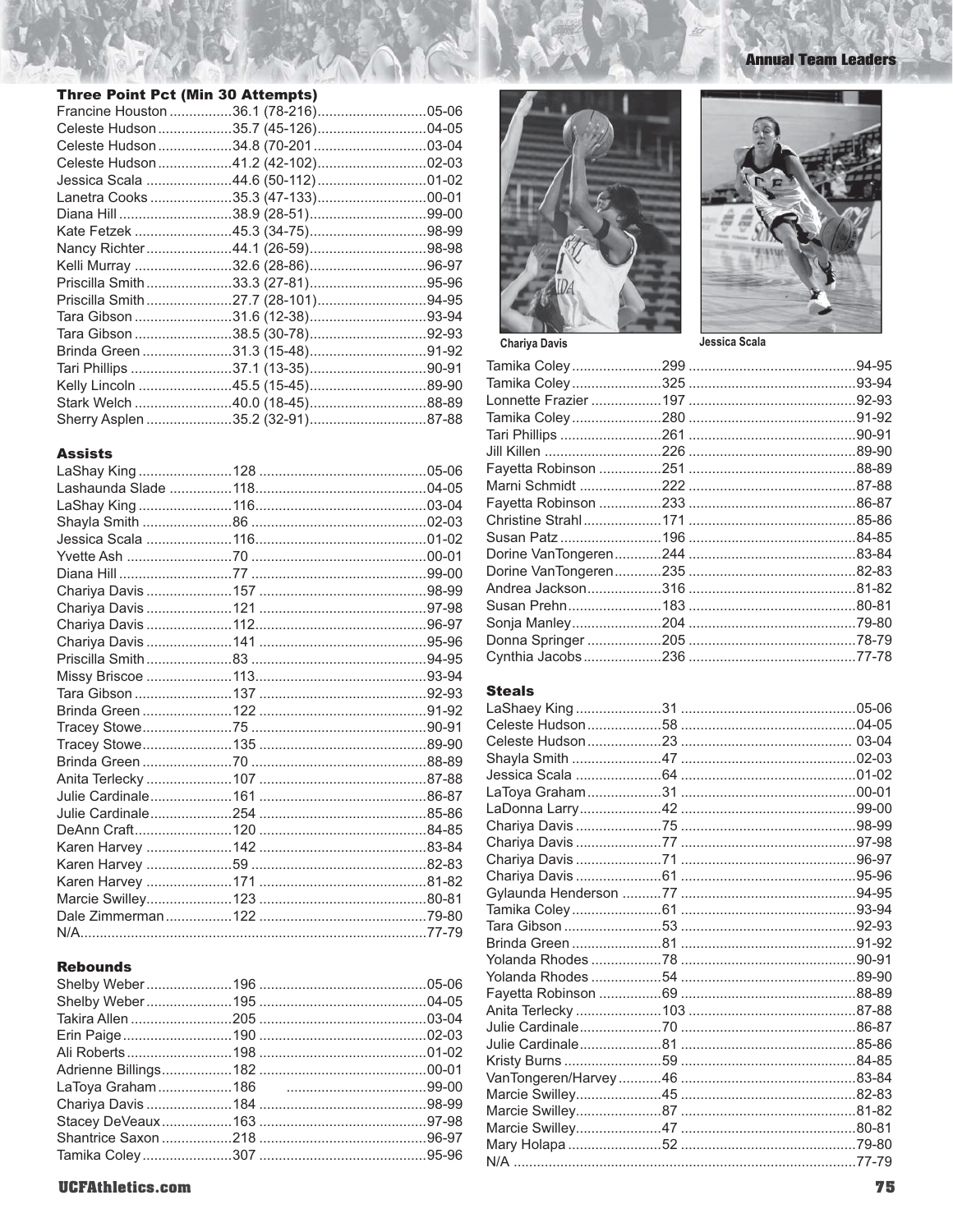## Three Point Pct (Min 30 Attempts)

| Player | Pct | Season |
|---|---|---|
| Francine Houston | 36.1 (78-216) | 05-06 |
| Celeste Hudson | 35.7 (45-126) | 04-05 |
| Celeste Hudson | 34.8 (70-201 | 03-04 |
| Celeste Hudson | 41.2 (42-102) | 02-03 |
| Jessica Scala | 44.6 (50-112) | 01-02 |
| Lanetra Cooks | 35.3 (47-133) | 00-01 |
| Diana Hill | 38.9 (28-51) | 99-00 |
| Kate Fetzek | 45.3 (34-75) | 98-99 |
| Nancy Richter | 44.1 (26-59) | 98-98 |
| Kelli Murray | 32.6 (28-86) | 96-97 |
| Priscilla Smith | 33.3 (27-81) | 95-96 |
| Priscilla Smith | 27.7 (28-101) | 94-95 |
| Tara Gibson | 31.6 (12-38) | 93-94 |
| Tara Gibson | 38.5 (30-78) | 92-93 |
| Brinda Green | 31.3 (15-48) | 91-92 |
| Tari Phillips | 37.1 (13-35) | 90-91 |
| Kelly Lincoln | 45.5 (15-45) | 89-90 |
| Stark Welch | 40.0 (18-45) | 88-89 |
| Sherry Asplen | 35.2 (32-91) | 87-88 |

## Assists

| Player | Assists | Season |
|---|---|---|
| LaShay King | 128 | 05-06 |
| Lashaunda Slade | 118 | 04-05 |
| LaShay King | 116 | 03-04 |
| Shayla Smith | 86 | 02-03 |
| Jessica Scala | 116 | 01-02 |
| Yvette Ash | 70 | 00-01 |
| Diana Hill | 77 | 99-00 |
| Chariya Davis | 157 | 98-99 |
| Chariya Davis | 121 | 97-98 |
| Chariya Davis | 112 | 96-97 |
| Chariya Davis | 141 | 95-96 |
| Priscilla Smith | 83 | 94-95 |
| Missy Briscoe | 113 | 93-94 |
| Tara Gibson | 137 | 92-93 |
| Brinda Green | 122 | 91-92 |
| Tracey Stowe | 75 | 90-91 |
| Tracey Stowe | 135 | 89-90 |
| Brinda Green | 70 | 88-89 |
| Anita Terlecky | 107 | 87-88 |
| Julie Cardinale | 161 | 86-87 |
| Julie Cardinale | 254 | 85-86 |
| DeAnn Craft | 120 | 84-85 |
| Karen Harvey | 142 | 83-84 |
| Karen Harvey | 59 | 82-83 |
| Karen Harvey | 171 | 81-82 |
| Marcie Swilley | 123 | 80-81 |
| Dale Zimmerman | 122 | 79-80 |
| N/A | | 77-79 |

## Rebounds

| Player | Rebounds | Season |
|---|---|---|
| Shelby Weber | 196 | 05-06 |
| Shelby Weber | 195 | 04-05 |
| Takira Allen | 205 | 03-04 |
| Erin Paige | 190 | 02-03 |
| Ali Roberts | 198 | 01-02 |
| Adrienne Billings | 182 | 00-01 |
| LaToya Graham | 186 | 99-00 |
| Chariya Davis | 184 | 98-99 |
| Stacey DeVeaux | 163 | 97-98 |
| Shantrice Saxon | 218 | 96-97 |
| Tamika Coley | 307 | 95-96 |
| Tamika Coley | 299 | 94-95 |
| Tamika Coley | 325 | 93-94 |
| Lonnette Frazier | 197 | 92-93 |
| Tamika Coley | 280 | 91-92 |
| Tari Phillips | 261 | 90-91 |
| Jill Killen | 226 | 89-90 |
| Fayetta Robinson | 251 | 88-89 |
| Marni Schmidt | 222 | 87-88 |
| Fayetta Robinson | 233 | 86-87 |
| Christine Strahl | 171 | 85-86 |
| Susan Patz | 196 | 84-85 |
| Dorine VanTongeren | 244 | 83-84 |
| Dorine VanTongeren | 235 | 82-83 |
| Andrea Jackson | 316 | 81-82 |
| Susan Prehn | 183 | 80-81 |
| Sonja Manley | 204 | 79-80 |
| Donna Springer | 205 | 78-79 |
| Cynthia Jacobs | 236 | 77-78 |

Chariya Davis

Jessica Scala

## Steals

| Player | Steals | Season |
|---|---|---|
| LaShaey King | 31 | 05-06 |
| Celeste Hudson | 58 | 04-05 |
| Celeste Hudson | 23 | 03-04 |
| Shayla Smith | 47 | 02-03 |
| Jessica Scala | 64 | 01-02 |
| LaToya Graham | 31 | 00-01 |
| LaDonna Larry | 42 | 99-00 |
| Chariya Davis | 75 | 98-99 |
| Chariya Davis | 77 | 97-98 |
| Chariya Davis | 71 | 96-97 |
| Chariya Davis | 61 | 95-96 |
| Gylaunda Henderson | 77 | 94-95 |
| Tamika Coley | 61 | 93-94 |
| Tara Gibson | 53 | 92-93 |
| Brinda Green | 81 | 91-92 |
| Yolanda Rhodes | 78 | 90-91 |
| Yolanda Rhodes | 54 | 89-90 |
| Fayetta Robinson | 69 | 88-89 |
| Anita Terlecky | 103 | 87-88 |
| Julie Cardinale | 70 | 86-87 |
| Julie Cardinale | 81 | 85-86 |
| Kristy Burns | 59 | 84-85 |
| VanTongeren/Harvey | 46 | 83-84 |
| Marcie Swilley | 45 | 82-83 |
| Marcie Swilley | 87 | 81-82 |
| Marcie Swilley | 47 | 80-81 |
| Mary Holapa | 52 | 79-80 |
| N/A | | 77-79 |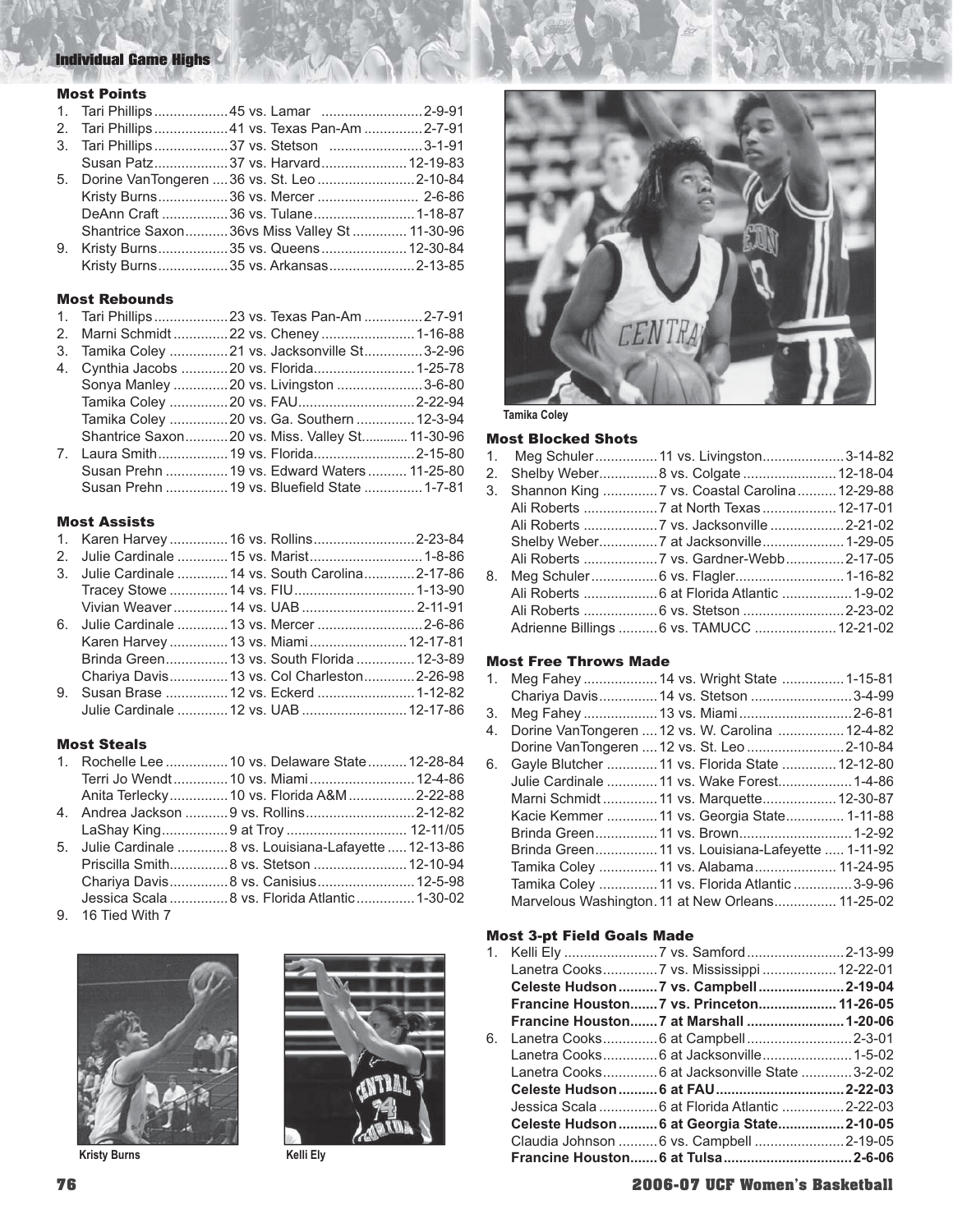## Individual Game Highs

### Most Points

| Rank | Player | Total | Date |
|---|---|---|---|
| 1. | Tari Phillips | 45 vs. Lamar | 2-9-91 |
| 2. | Tari Phillips | 41 vs. Texas Pan-Am | 2-7-91 |
| 3. | Tari Phillips | 37 vs. Stetson | 3-1-91 |
| | Susan Patz | 37 vs. Harvard | 12-19-83 |
| 5. | Dorine VanTongeren | 36 vs. St. Leo | 2-10-84 |
| | Kristy Burns | 36 vs. Mercer | 2-6-86 |
| | DeAnn Craft | 36 vs. Tulane | 1-18-87 |
| | Shantrice Saxon | 36vs Miss Valley St | 11-30-96 |
| 9. | Kristy Burns | 35 vs. Queens | 12-30-84 |
| | Kristy Burns | 35 vs. Arkansas | 2-13-85 |

### Most Rebounds

| Rank | Player | Total | Date |
|---|---|---|---|
| 1. | Tari Phillips | 23 vs. Texas Pan-Am | 2-7-91 |
| 2. | Marni Schmidt | 22 vs. Cheney | 1-16-88 |
| 3. | Tamika Coley | 21 vs. Jacksonville St | 3-2-96 |
| 4. | Cynthia Jacobs | 20 vs. Florida | 1-25-78 |
| | Sonya Manley | 20 vs. Livingston | 3-6-80 |
| | Tamika Coley | 20 vs. FAU | 2-22-94 |
| | Tamika Coley | 20 vs. Ga. Southern | 12-3-94 |
| | Shantrice Saxon | 20 vs. Miss. Valley St. | 11-30-96 |
| 7. | Laura Smith | 19 vs. Florida | 2-15-80 |
| | Susan Prehn | 19 vs. Edward Waters | 11-25-80 |
| | Susan Prehn | 19 vs. Bluefield State | 1-7-81 |

### Most Assists

| Rank | Player | Total | Date |
|---|---|---|---|
| 1. | Karen Harvey | 16 vs. Rollins | 2-23-84 |
| 2. | Julie Cardinale | 15 vs. Marist | 1-8-86 |
| 3. | Julie Cardinale | 14 vs. South Carolina | 2-17-86 |
| | Tracey Stowe | 14 vs. FIU | 1-13-90 |
| | Vivian Weaver | 14 vs. UAB | 2-11-91 |
| 6. | Julie Cardinale | 13 vs. Mercer | 2-6-86 |
| | Karen Harvey | 13 vs. Miami | 12-17-81 |
| | Brinda Green | 13 vs. South Florida | 12-3-89 |
| | Chariya Davis | 13 vs. Col Charleston | 2-26-98 |
| 9. | Susan Brase | 12 vs. Eckerd | 1-12-82 |
| | Julie Cardinale | 12 vs. UAB | 12-17-86 |

### Most Steals

| Rank | Player | Total | Date |
|---|---|---|---|
| 1. | Rochelle Lee | 10 vs. Delaware State | 12-28-84 |
| | Terri Jo Wendt | 10 vs. Miami | 12-4-86 |
| | Anita Terlecky | 10 vs. Florida A&M | 2-22-88 |
| 4. | Andrea Jackson | 9 vs. Rollins | 2-12-82 |
| | LaShay King | 9 at Troy | 12-11/05 |
| 5. | Julie Cardinale | 8 vs. Louisiana-Lafayette | 12-13-86 |
| | Priscilla Smith | 8 vs. Stetson | 12-10-94 |
| | Chariya Davis | 8 vs. Canisius | 12-5-98 |
| | Jessica Scala | 8 vs. Florida Atlantic | 1-30-02 |
| 9. | 16 Tied With 7 | | |

Kristy Burns

Kelli Ely

Tamika Coley

### Most Blocked Shots

| Rank | Player | Total | Date |
|---|---|---|---|
| 1. | Meg Schuler | 11 vs. Livingston | 3-14-82 |
| 2. | Shelby Weber | 8 vs. Colgate | 12-18-04 |
| 3. | Shannon King | 7 vs. Coastal Carolina | 12-29-88 |
| | Ali Roberts | 7 at North Texas | 12-17-01 |
| | Ali Roberts | 7 vs. Jacksonville | 2-21-02 |
| | Shelby Weber | 7 at Jacksonville | 1-29-05 |
| | Ali Roberts | 7 vs. Gardner-Webb | 2-17-05 |
| 8. | Meg Schuler | 6 vs. Flagler | 1-16-82 |
| | Ali Roberts | 6 at Florida Atlantic | 1-9-02 |
| | Ali Roberts | 6 vs. Stetson | 2-23-02 |
| | Adrienne Billings | 6 vs. TAMUCC | 12-21-02 |

### Most Free Throws Made

| Rank | Player | Total | Date |
|---|---|---|---|
| 1. | Meg Fahey | 14 vs. Wright State | 1-15-81 |
| | Chariya Davis | 14 vs. Stetson | 3-4-99 |
| 3. | Meg Fahey | 13 vs. Miami | 2-6-81 |
| 4. | Dorine VanTongeren | 12 vs. W. Carolina | 12-4-82 |
| | Dorine VanTongeren | 12 vs. St. Leo | 2-10-84 |
| 6. | Gayle Blutcher | 11 vs. Florida State | 12-12-80 |
| | Julie Cardinale | 11 vs. Wake Forest | 1-4-86 |
| | Marni Schmidt | 11 vs. Marquette | 12-30-87 |
| | Kacie Kemmer | 11 vs. Georgia State | 1-11-88 |
| | Brinda Green | 11 vs. Brown | 1-2-92 |
| | Brinda Green | 11 vs. Louisiana-Lafeyette | 1-11-92 |
| | Tamika Coley | 11 vs. Alabama | 11-24-95 |
| | Tamika Coley | 11 vs. Florida Atlantic | 3-9-96 |
| | Marvelous Washington | 11 at New Orleans | 11-25-02 |

### Most 3-pt Field Goals Made

| Rank | Player | Total | Date |
|---|---|---|---|
| 1. | Kelli Ely | 7 vs. Samford | 2-13-99 |
| | Lanetra Cooks | 7 vs. Mississippi | 12-22-01 |
| | **Celeste Hudson** | **7 vs. Campbell** | **2-19-04** |
| | **Francine Houston** | **7 vs. Princeton** | **11-26-05** |
| | **Francine Houston** | **7 at Marshall** | **1-20-06** |
| 6. | Lanetra Cooks | 6 at Campbell | 2-3-01 |
| | Lanetra Cooks | 6 at Jacksonville | 1-5-02 |
| | Lanetra Cooks | 6 at Jacksonville State | 3-2-02 |
| | **Celeste Hudson** | **6 at FAU** | **2-22-03** |
| | Jessica Scala | 6 at Florida Atlantic | 2-22-03 |
| | **Celeste Hudson** | **6 at Georgia State** | **2-10-05** |
| | Claudia Johnson | 6 vs. Campbell | 2-19-05 |
| | **Francine Houston** | **6 at Tulsa** | **2-6-06** |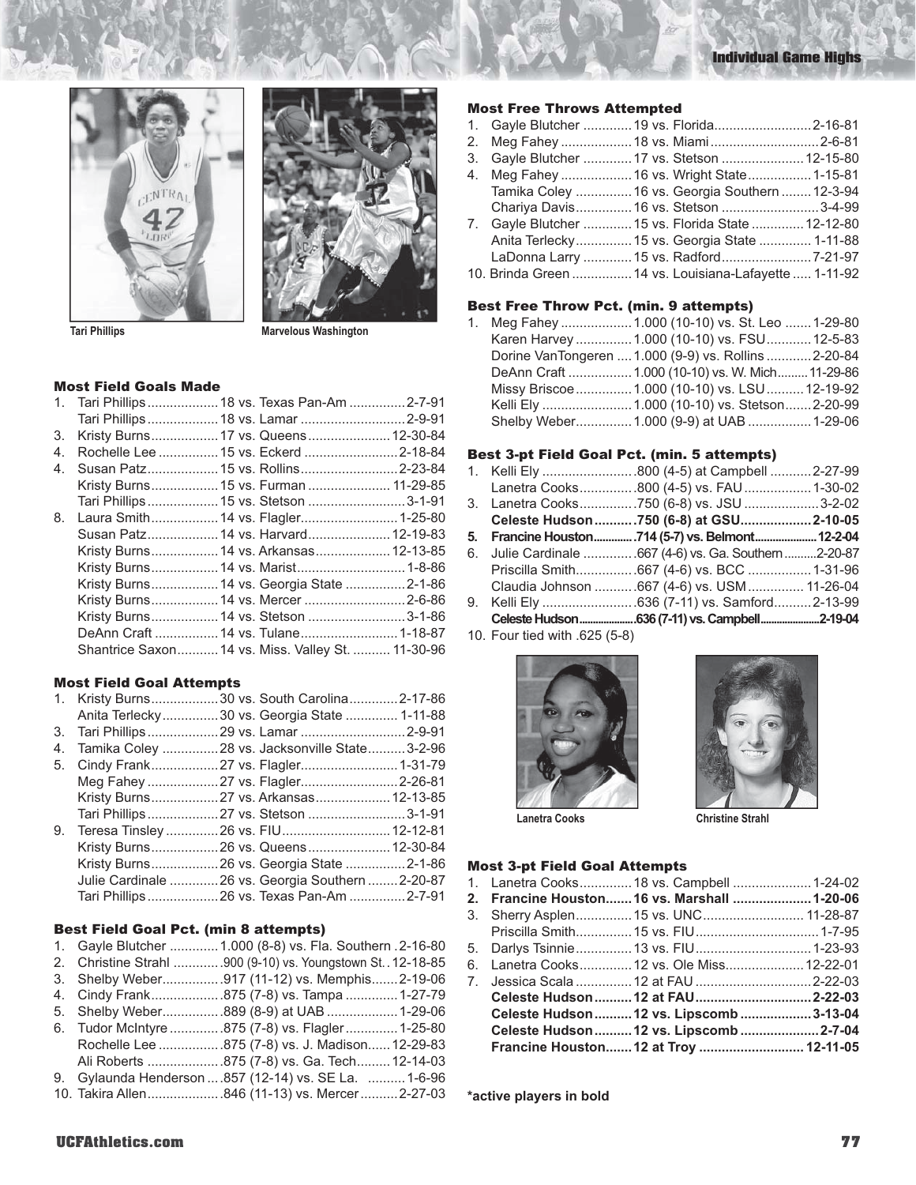## Individual Game Highs

Tari Phillips

Marvelous Washington

### Most Field Goals Made

| Rank | Player | Total | Date |
|---|---|---|---|
| 1. | Tari Phillips | 18 vs. Texas Pan-Am | 2-7-91 |
| | Tari Phillips | 18 vs. Lamar | 2-9-91 |
| 3. | Kristy Burns | 17 vs. Queens | 12-30-84 |
| 4. | Rochelle Lee | 15 vs. Eckerd | 2-18-84 |
| 4. | Susan Patz | 15 vs. Rollins | 2-23-84 |
| | Kristy Burns | 15 vs. Furman | 11-29-85 |
| | Tari Phillips | 15 vs. Stetson | 3-1-91 |
| 8. | Laura Smith | 14 vs. Flagler | 1-25-80 |
| | Susan Patz | 14 vs. Harvard | 12-19-83 |
| | Kristy Burns | 14 vs. Arkansas | 12-13-85 |
| | Kristy Burns | 14 vs. Marist | 1-8-86 |
| | Kristy Burns | 14 vs. Georgia State | 2-1-86 |
| | Kristy Burns | 14 vs. Mercer | 2-6-86 |
| | Kristy Burns | 14 vs. Stetson | 3-1-86 |
| | DeAnn Craft | 14 vs. Tulane | 1-18-87 |
| | Shantrice Saxon | 14 vs. Miss. Valley St. | 11-30-96 |

### Most Field Goal Attempts

| Rank | Player | Total | Date |
|---|---|---|---|
| 1. | Kristy Burns | 30 vs. South Carolina | 2-17-86 |
| | Anita Terlecky | 30 vs. Georgia State | 1-11-88 |
| 3. | Tari Phillips | 29 vs. Lamar | 2-9-91 |
| 4. | Tamika Coley | 28 vs. Jacksonville State | 3-2-96 |
| 5. | Cindy Frank | 27 vs. Flagler | 1-31-79 |
| | Meg Fahey | 27 vs. Flagler | 2-26-81 |
| | Kristy Burns | 27 vs. Arkansas | 12-13-85 |
| | Tari Phillips | 27 vs. Stetson | 3-1-91 |
| 9. | Teresa Tinsley | 26 vs. FIU | 12-12-81 |
| | Kristy Burns | 26 vs. Queens | 12-30-84 |
| | Kristy Burns | 26 vs. Georgia State | 2-1-86 |
| | Julie Cardinale | 26 vs. Georgia Southern | 2-20-87 |
| | Tari Phillips | 26 vs. Texas Pan-Am | 2-7-91 |

### Best Field Goal Pct. (min 8 attempts)

| Rank | Player | Total | Date |
|---|---|---|---|
| 1. | Gayle Blutcher | 1.000 (8-8) vs. Fla. Southern | 2-16-80 |
| 2. | Christine Strahl | .900 (9-10) vs. Youngstown St. | 12-18-85 |
| 3. | Shelby Weber | .917 (11-12) vs. Memphis | 2-19-06 |
| 4. | Cindy Frank | .875 (7-8) vs. Tampa | 1-27-79 |
| 5. | Shelby Weber | .889 (8-9) at UAB | 1-29-06 |
| 6. | Tudor McIntyre | .875 (7-8) vs. Flagler | 1-25-80 |
| | Rochelle Lee | .875 (7-8) vs. J. Madison | 12-29-83 |
| | Ali Roberts | .875 (7-8) vs. Ga. Tech | 12-14-03 |
| 9. | Gylaunda Henderson | .857 (12-14) vs. SE La. | 1-6-96 |
| 10. | Takira Allen | .846 (11-13) vs. Mercer | 2-27-03 |

### Most Free Throws Attempted

| Rank | Player | Total | Date |
|---|---|---|---|
| 1. | Gayle Blutcher | 19 vs. Florida | 2-16-81 |
| 2. | Meg Fahey | 18 vs. Miami | 2-6-81 |
| 3. | Gayle Blutcher | 17 vs. Stetson | 12-15-80 |
| 4. | Meg Fahey | 16 vs. Wright State | 1-15-81 |
| | Tamika Coley | 16 vs. Georgia Southern | 12-3-94 |
| | Chariya Davis | 16 vs. Stetson | 3-4-99 |
| 7. | Gayle Blutcher | 15 vs. Florida State | 12-12-80 |
| | Anita Terlecky | 15 vs. Georgia State | 1-11-88 |
| | LaDonna Larry | 15 vs. Radford | 7-21-97 |
| 10. | Brinda Green | 14 vs. Louisiana-Lafayette | 1-11-92 |

### Best Free Throw Pct. (min. 9 attempts)

| Rank | Player | Total | Date |
|---|---|---|---|
| 1. | Meg Fahey | 1.000 (10-10) vs. St. Leo | 1-29-80 |
| | Karen Harvey | 1.000 (10-10) vs. FSU | 12-5-83 |
| | Dorine VanTongeren | 1.000 (9-9) vs. Rollins | 2-20-84 |
| | DeAnn Craft | 1.000 (10-10) vs. W. Mich | 11-29-86 |
| | Missy Briscoe | 1.000 (10-10) vs. LSU | 12-19-92 |
| | Kelli Ely | 1.000 (10-10) vs. Stetson | 2-20-99 |
| | Shelby Weber | 1.000 (9-9) at UAB | 1-29-06 |

### Best 3-pt Field Goal Pct. (min. 5 attempts)

| Rank | Player | Total | Date |
|---|---|---|---|
| 1. | Kelli Ely | .800 (4-5) at Campbell | 2-27-99 |
| | Lanetra Cooks | .800 (4-5) vs. FAU | 1-30-02 |
| 3. | Lanetra Cooks | .750 (6-8) vs. JSU | 3-2-02 |
| | **Celeste Hudson** | **.750 (6-8) at GSU** | **2-10-05** |
| **5.** | **Francine Houston** | **.714 (5-7) vs. Belmont** | **12-2-04** |
| 6. | Julie Cardinale | .667 (4-6) vs. Ga. Southern | 2-20-87 |
| | Priscilla Smith | .667 (4-6) vs. BCC | 1-31-96 |
| | Claudia Johnson | .667 (4-6) vs. USM | 11-26-04 |
| 9. | Kelli Ely | .636 (7-11) vs. Samford | 2-13-99 |
| | **Celeste Hudson** | **.636 (7-11) vs. Campbell** | **2-19-04** |
| 10. | Four tied with .625 (5-8) | | |

Lanetra Cooks

Christine Strahl

### Most 3-pt Field Goal Attempts

| Rank | Player | Total | Date |
|---|---|---|---|
| 1. | Lanetra Cooks | 18 vs. Campbell | 1-24-02 |
| **2.** | **Francine Houston** | **16 vs. Marshall** | **1-20-06** |
| 3. | Sherry Asplen | 15 vs. UNC | 11-28-87 |
| | Priscilla Smith | 15 vs. FIU | 1-7-95 |
| 5. | Darlys Tsinnie | 13 vs. FIU | 1-23-93 |
| 6. | Lanetra Cooks | 12 vs. Ole Miss | 12-22-01 |
| 7. | Jessica Scala | 12 at FAU | 2-22-03 |
| | **Celeste Hudson** | **12 at FAU** | **2-22-03** |
| | **Celeste Hudson** | **12 vs. Lipscomb** | **3-13-04** |
| | **Celeste Hudson** | **12 vs. Lipscomb** | **2-7-04** |
| | **Francine Houston** | **12 at Troy** | **12-11-05** |

**\*active players in bold**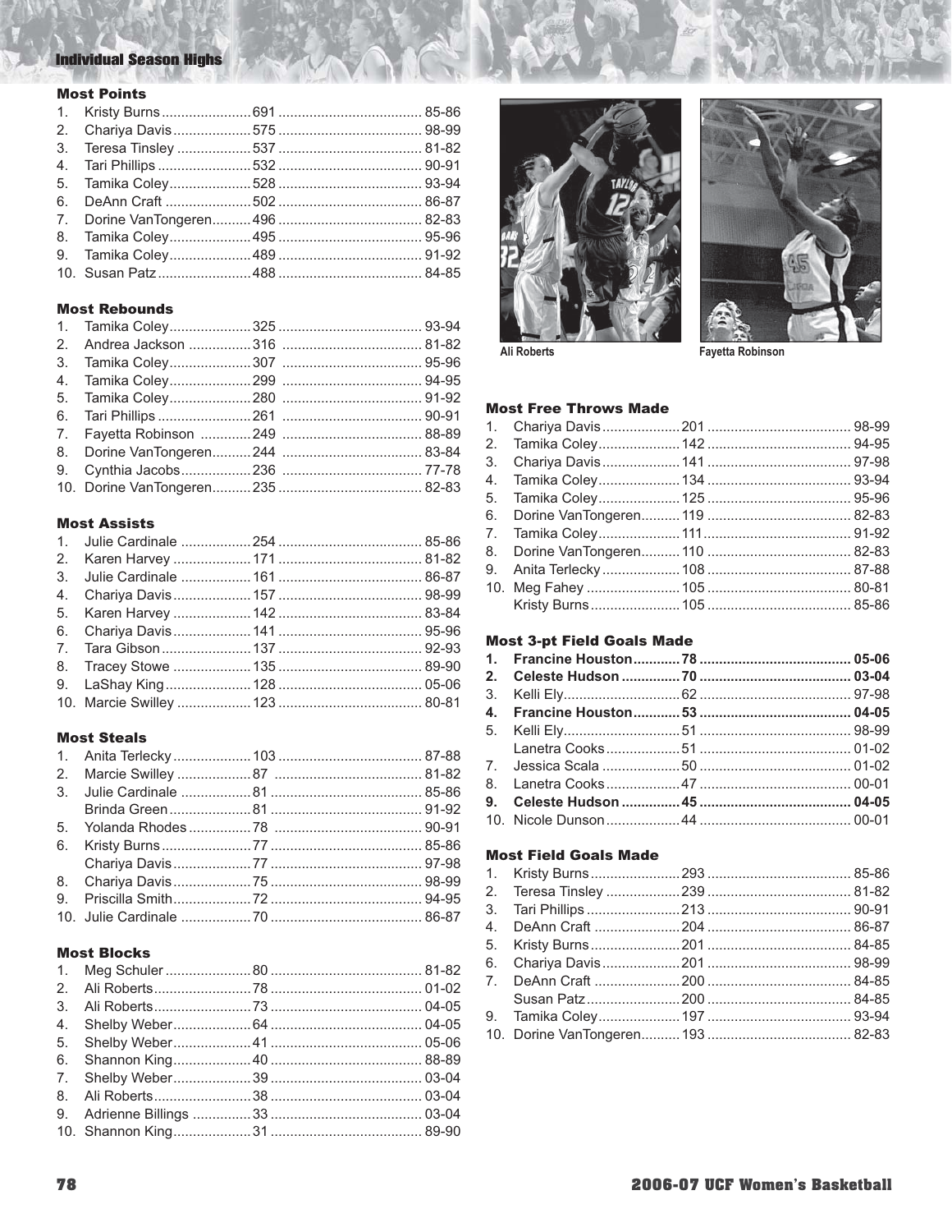## Individual Season Highs

### Most Points

| Rank | Player | Total | Season |
|---|---|---|---|
| 1. | Kristy Burns | 691 | 85-86 |
| 2. | Chariya Davis | 575 | 98-99 |
| 3. | Teresa Tinsley | 537 | 81-82 |
| 4. | Tari Phillips | 532 | 90-91 |
| 5. | Tamika Coley | 528 | 93-94 |
| 6. | DeAnn Craft | 502 | 86-87 |
| 7. | Dorine VanTongeren | 496 | 82-83 |
| 8. | Tamika Coley | 495 | 95-96 |
| 9. | Tamika Coley | 489 | 91-92 |
| 10. | Susan Patz | 488 | 84-85 |

### Most Rebounds

| Rank | Player | Total | Season |
|---|---|---|---|
| 1. | Tamika Coley | 325 | 93-94 |
| 2. | Andrea Jackson | 316 | 81-82 |
| 3. | Tamika Coley | 307 | 95-96 |
| 4. | Tamika Coley | 299 | 94-95 |
| 5. | Tamika Coley | 280 | 91-92 |
| 6. | Tari Phillips | 261 | 90-91 |
| 7. | Fayetta Robinson | 249 | 88-89 |
| 8. | Dorine VanTongeren | 244 | 83-84 |
| 9. | Cynthia Jacobs | 236 | 77-78 |
| 10. | Dorine VanTongeren | 235 | 82-83 |

### Most Assists

| Rank | Player | Total | Season |
|---|---|---|---|
| 1. | Julie Cardinale | 254 | 85-86 |
| 2. | Karen Harvey | 171 | 81-82 |
| 3. | Julie Cardinale | 161 | 86-87 |
| 4. | Chariya Davis | 157 | 98-99 |
| 5. | Karen Harvey | 142 | 83-84 |
| 6. | Chariya Davis | 141 | 95-96 |
| 7. | Tara Gibson | 137 | 92-93 |
| 8. | Tracey Stowe | 135 | 89-90 |
| 9. | LaShay King | 128 | 05-06 |
| 10. | Marcie Swilley | 123 | 80-81 |

### Most Steals

| Rank | Player | Total | Season |
|---|---|---|---|
| 1. | Anita Terlecky | 103 | 87-88 |
| 2. | Marcie Swilley | 87 | 81-82 |
| 3. | Julie Cardinale | 81 | 85-86 |
| | Brinda Green | 81 | 91-92 |
| 5. | Yolanda Rhodes | 78 | 90-91 |
| 6. | Kristy Burns | 77 | 85-86 |
| | Chariya Davis | 77 | 97-98 |
| 8. | Chariya Davis | 75 | 98-99 |
| 9. | Priscilla Smith | 72 | 94-95 |
| 10. | Julie Cardinale | 70 | 86-87 |

### Most Blocks

| Rank | Player | Total | Season |
|---|---|---|---|
| 1. | Meg Schuler | 80 | 81-82 |
| 2. | Ali Roberts | 78 | 01-02 |
| 3. | Ali Roberts | 73 | 04-05 |
| 4. | Shelby Weber | 64 | 04-05 |
| 5. | Shelby Weber | 41 | 05-06 |
| 6. | Shannon King | 40 | 88-89 |
| 7. | Shelby Weber | 39 | 03-04 |
| 8. | Ali Roberts | 38 | 03-04 |
| 9. | Adrienne Billings | 33 | 03-04 |
| 10. | Shannon King | 31 | 89-90 |

Ali Roberts

Fayetta Robinson

### Most Free Throws Made

| Rank | Player | Total | Season |
|---|---|---|---|
| 1. | Chariya Davis | 201 | 98-99 |
| 2. | Tamika Coley | 142 | 94-95 |
| 3. | Chariya Davis | 141 | 97-98 |
| 4. | Tamika Coley | 134 | 93-94 |
| 5. | Tamika Coley | 125 | 95-96 |
| 6. | Dorine VanTongeren | 119 | 82-83 |
| 7. | Tamika Coley | 111 | 91-92 |
| 8. | Dorine VanTongeren | 110 | 82-83 |
| 9. | Anita Terlecky | 108 | 87-88 |
| 10. | Meg Fahey | 105 | 80-81 |
| | Kristy Burns | 105 | 85-86 |

### Most 3-pt Field Goals Made

| Rank | Player | Total | Season |
|---|---|---|---|
| **1.** | **Francine Houston** | **78** | **05-06** |
| **2.** | **Celeste Hudson** | **70** | **03-04** |
| 3. | Kelli Ely | 62 | 97-98 |
| **4.** | **Francine Houston** | **53** | **04-05** |
| 5. | Kelli Ely | 51 | 98-99 |
| | Lanetra Cooks | 51 | 01-02 |
| 7. | Jessica Scala | 50 | 01-02 |
| 8. | Lanetra Cooks | 47 | 00-01 |
| **9.** | **Celeste Hudson** | **45** | **04-05** |
| 10. | Nicole Dunson | 44 | 00-01 |

### Most Field Goals Made

| Rank | Player | Total | Season |
|---|---|---|---|
| 1. | Kristy Burns | 293 | 85-86 |
| 2. | Teresa Tinsley | 239 | 81-82 |
| 3. | Tari Phillips | 213 | 90-91 |
| 4. | DeAnn Craft | 204 | 86-87 |
| 5. | Kristy Burns | 201 | 84-85 |
| 6. | Chariya Davis | 201 | 98-99 |
| 7. | DeAnn Craft | 200 | 84-85 |
| | Susan Patz | 200 | 84-85 |
| 9. | Tamika Coley | 197 | 93-94 |
| 10. | Dorine VanTongeren | 193 | 82-83 |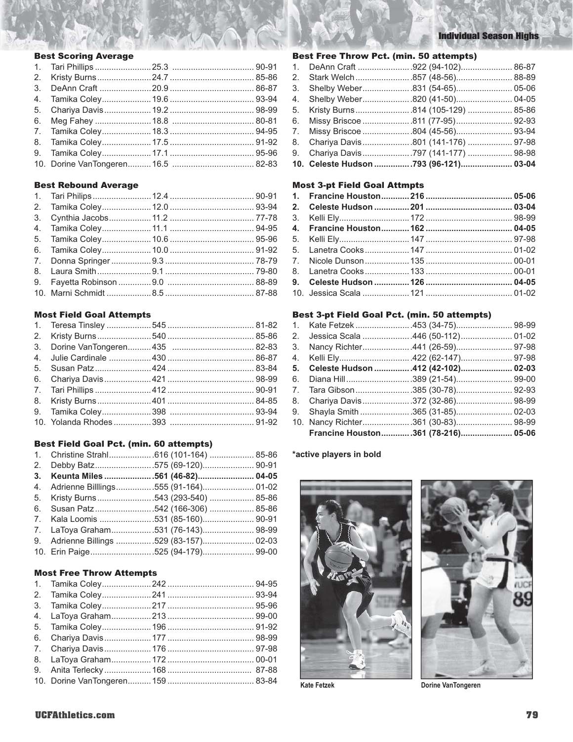## Individual Season Highs

### Best Scoring Average

| Rank | Player | Avg | Season |
|---|---|---|---|
| 1. | Tari Phillips | 25.3 | 90-91 |
| 2. | Kristy Burns | 24.7 | 85-86 |
| 3. | DeAnn Craft | 20.9 | 86-87 |
| 4. | Tamika Coley | 19.6 | 93-94 |
| 5. | Chariya Davis | 19.2 | 98-99 |
| 6. | Meg Fahey | 18.8 | 80-81 |
| 7. | Tamika Coley | 18.3 | 94-95 |
| 8. | Tamika Coley | 17.5 | 91-92 |
| 9. | Tamika Coley | 17.1 | 95-96 |
| 10. | Dorine VanTongeren | 16.5 | 82-83 |

### Best Rebound Average

| Rank | Player | Avg | Season |
|---|---|---|---|
| 1. | Tari Philips | 12.4 | 90-91 |
| 2. | Tamika Coley | 12.0 | 93-94 |
| 3. | Cynthia Jacobs | 11.2 | 77-78 |
| 4. | Tamika Coley | 11.1 | 94-95 |
| 5. | Tamika Coley | 10.6 | 95-96 |
| 6. | Tamika Coley | 10.0 | 91-92 |
| 7. | Donna Springer | 9.3 | 78-79 |
| 8. | Laura Smith | 9.1 | 79-80 |
| 9. | Fayetta Robinson | 9.0 | 88-89 |
| 10. | Marni Schmidt | 8.5 | 87-88 |

### Most Field Goal Attempts

| Rank | Player | FGA | Season |
|---|---|---|---|
| 1. | Teresa Tinsley | 545 | 81-82 |
| 2. | Kristy Burns | 540 | 85-86 |
| 3. | Dorine VanTongeren | 435 | 82-83 |
| 4. | Julie Cardinale | 430 | 86-87 |
| 5. | Susan Patz | 424 | 83-84 |
| 6. | Chariya Davis | 421 | 98-99 |
| 7. | Tari Phillips | 412 | 90-91 |
| 8. | Kristy Burns | 401 | 84-85 |
| 9. | Tamika Coley | 398 | 93-94 |
| 10. | Yolanda Rhodes | 393 | 91-92 |

### Best Field Goal Pct. (min. 60 attempts)

| Rank | Player | Pct. | Season |
|---|---|---|---|
| 1. | Christine Strahl | .616 (101-164) | 85-86 |
| 2. | Debby Batz | .575 (69-120) | 90-91 |
| **3.** | **Keunta Miles** | **.561 (46-82)** | **04-05** |
| 4. | Adrienne Billlings | .555 (91-164) | 01-02 |
| 5. | Kristy Burns | .543 (293-540) | 85-86 |
| 6. | Susan Patz | .542 (166-306) | 85-86 |
| 7. | Kala Loomis | .531 (85-160) | 90-91 |
| 7. | LaToya Graham | .531 (76-143) | 98-99 |
| 9. | Adrienne Billings | .529 (83-157) | 02-03 |
| 10. | Erin Paige | .525 (94-179) | 99-00 |

### Most Free Throw Attempts

| Rank | Player | FTA | Season |
|---|---|---|---|
| 1. | Tamika Coley | 242 | 94-95 |
| 2. | Tamika Coley | 241 | 93-94 |
| 3. | Tamika Coley | 217 | 95-96 |
| 4. | LaToya Graham | 213 | 99-00 |
| 5. | Tamika Coley | 196 | 91-92 |
| 6. | Chariya Davis | 177 | 98-99 |
| 7. | Chariya Davis | 176 | 97-98 |
| 8. | LaToya Graham | 172 | 00-01 |
| 9. | Anita Terlecky | 168 | 87-88 |
| 10. | Dorine VanTongeren | 159 | 83-84 |

### Best Free Throw Pct. (min. 50 attempts)

| Rank | Player | Pct. | Season |
|---|---|---|---|
| 1. | DeAnn Craft | .922 (94-102) | 86-87 |
| 2. | Stark Welch | .857 (48-56) | 88-89 |
| 3. | Shelby Weber | .831 (54-65) | 05-06 |
| 4. | Shelby Weber | .820 (41-50) | 04-05 |
| 5. | Kristy Burns | .814 (105-129) | 85-86 |
| 6. | Missy Briscoe | .811 (77-95) | 92-93 |
| 7. | Missy Briscoe | .804 (45-56) | 93-94 |
| 8. | Chariya Davis | .801 (141-176) | 97-98 |
| 9. | Chariya Davis | .797 (141-177) | 98-98 |
| **10.** | **Celeste Hudson** | **.793 (96-121)** | **03-04** |

### Most 3-pt Field Goal Attmpts

| Rank | Player | 3PA | Season |
|---|---|---|---|
| **1.** | **Francine Houston** | **216** | **05-06** |
| **2.** | **Celeste Hudson** | **201** | **03-04** |
| 3. | Kelli Ely | 172 | 98-99 |
| **4.** | **Francine Houston** | **162** | **04-05** |
| 5. | Kelli Ely | 147 | 97-98 |
| 5. | Lanetra Cooks | 147 | 01-02 |
| 7. | Nicole Dunson | 135 | 00-01 |
| 8. | Lanetra Cooks | 133 | 00-01 |
| **9.** | **Celeste Hudson** | **126** | **04-05** |
| 10. | Jessica Scala | 121 | 01-02 |

### Best 3-pt Field Goal Pct. (min. 50 attempts)

| Rank | Player | Pct. | Season |
|---|---|---|---|
| 1. | Kate Fetzek | .453 (34-75) | 98-99 |
| 2. | Jessica Scala | .446 (50-112) | 01-02 |
| 3. | Nancy Richter | .441 (26-59) | 97-98 |
| 4. | Kelli Ely | .422 (62-147) | 97-98 |
| **5.** | **Celeste Hudson** | **.412 (42-102)** | **02-03** |
| 6. | Diana Hill | .389 (21-54) | 99-00 |
| 7. | Tara Gibson | .385 (30-78) | 92-93 |
| 8. | Chariya Davis | .372 (32-86) | 98-99 |
| 9. | Shayla Smith | .365 (31-85) | 02-03 |
| 10. | Nancy Richter | .361 (30-83) | 98-99 |
| | **Francine Houston** | **.361 (78-216)** | **05-06** |

**\*active players in bold**

Kate Fetzek

Dorine VanTongeren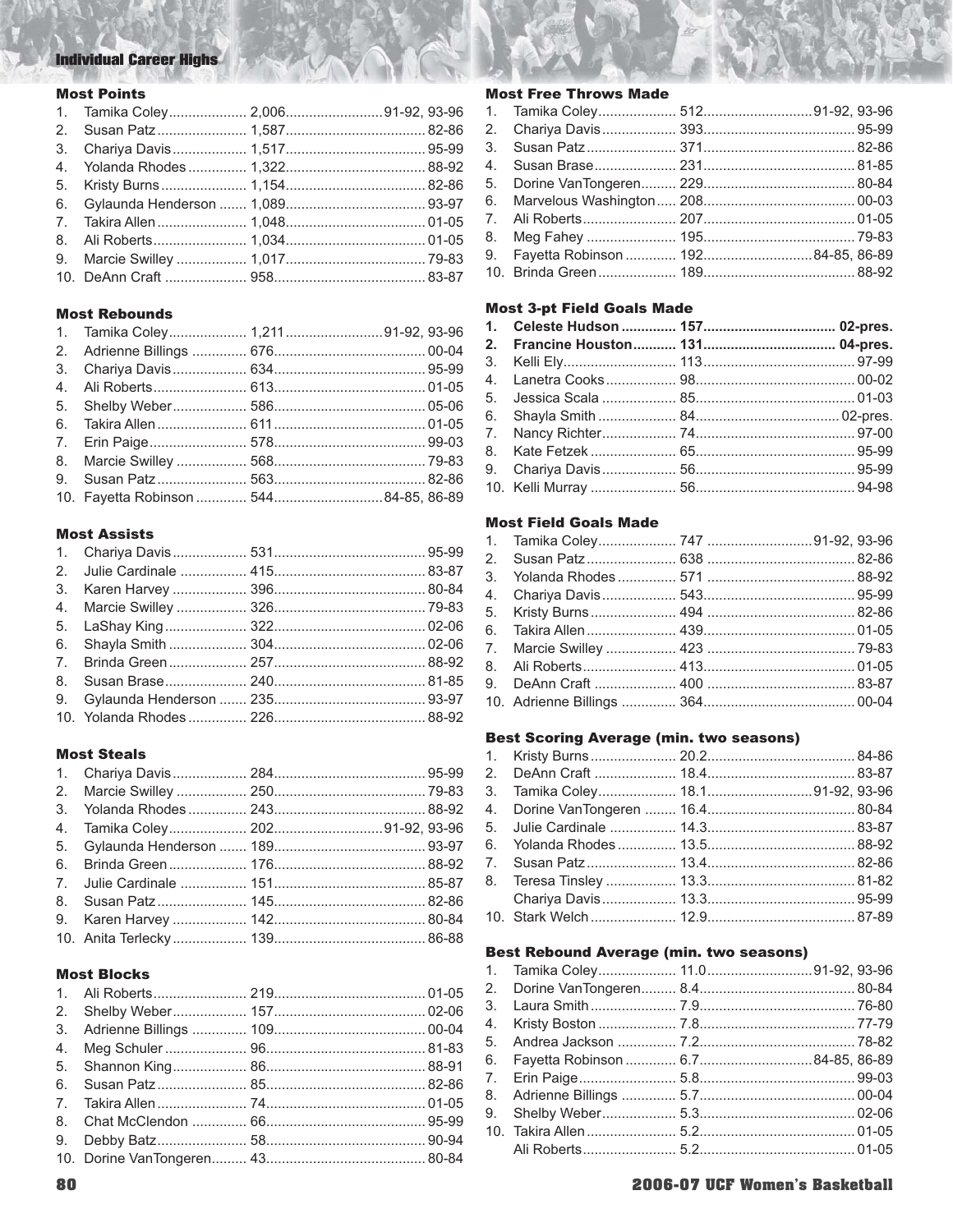# Individual Career Highs

## Most Points

| # | Name | Points | Years |
|---|---|---|---|
| 1. | Tamika Coley | 2,006 | 91-92, 93-96 |
| 2. | Susan Patz | 1,587 | 82-86 |
| 3. | Chariya Davis | 1,517 | 95-99 |
| 4. | Yolanda Rhodes | 1,322 | 88-92 |
| 5. | Kristy Burns | 1,154 | 82-86 |
| 6. | Gylaunda Henderson | 1,089 | 93-97 |
| 7. | Takira Allen | 1,048 | 01-05 |
| 8. | Ali Roberts | 1,034 | 01-05 |
| 9. | Marcie Swilley | 1,017 | 79-83 |
| 10. | DeAnn Craft | 958 | 83-87 |

## Most Rebounds

| # | Name | Rebounds | Years |
|---|---|---|---|
| 1. | Tamika Coley | 1,211 | 91-92, 93-96 |
| 2. | Adrienne Billings | 676 | 00-04 |
| 3. | Chariya Davis | 634 | 95-99 |
| 4. | Ali Roberts | 613 | 01-05 |
| 5. | Shelby Weber | 586 | 05-06 |
| 6. | Takira Allen | 611 | 01-05 |
| 7. | Erin Paige | 578 | 99-03 |
| 8. | Marcie Swilley | 568 | 79-83 |
| 9. | Susan Patz | 563 | 82-86 |
| 10. | Fayetta Robinson | 544 | 84-85, 86-89 |

## Most Assists

| # | Name | Assists | Years |
|---|---|---|---|
| 1. | Chariya Davis | 531 | 95-99 |
| 2. | Julie Cardinale | 415 | 83-87 |
| 3. | Karen Harvey | 396 | 80-84 |
| 4. | Marcie Swilley | 326 | 79-83 |
| 5. | LaShay King | 322 | 02-06 |
| 6. | Shayla Smith | 304 | 02-06 |
| 7. | Brinda Green | 257 | 88-92 |
| 8. | Susan Brase | 240 | 81-85 |
| 9. | Gylaunda Henderson | 235 | 93-97 |
| 10. | Yolanda Rhodes | 226 | 88-92 |

## Most Steals

| # | Name | Steals | Years |
|---|---|---|---|
| 1. | Chariya Davis | 284 | 95-99 |
| 2. | Marcie Swilley | 250 | 79-83 |
| 3. | Yolanda Rhodes | 243 | 88-92 |
| 4. | Tamika Coley | 202 | 91-92, 93-96 |
| 5. | Gylaunda Henderson | 189 | 93-97 |
| 6. | Brinda Green | 176 | 88-92 |
| 7. | Julie Cardinale | 151 | 85-87 |
| 8. | Susan Patz | 145 | 82-86 |
| 9. | Karen Harvey | 142 | 80-84 |
| 10. | Anita Terlecky | 139 | 86-88 |

## Most Blocks

| # | Name | Blocks | Years |
|---|---|---|---|
| 1. | Ali Roberts | 219 | 01-05 |
| 2. | Shelby Weber | 157 | 02-06 |
| 3. | Adrienne Billings | 109 | 00-04 |
| 4. | Meg Schuler | 96 | 81-83 |
| 5. | Shannon King | 86 | 88-91 |
| 6. | Susan Patz | 85 | 82-86 |
| 7. | Takira Allen | 74 | 01-05 |
| 8. | Chat McClendon | 66 | 95-99 |
| 9. | Debby Batz | 58 | 90-94 |
| 10. | Dorine VanTongeren | 43 | 80-84 |

## Most Free Throws Made

| # | Name | FTM | Years |
|---|---|---|---|
| 1. | Tamika Coley | 512 | 91-92, 93-96 |
| 2. | Chariya Davis | 393 | 95-99 |
| 3. | Susan Patz | 371 | 82-86 |
| 4. | Susan Brase | 231 | 81-85 |
| 5. | Dorine VanTongeren | 229 | 80-84 |
| 6. | Marvelous Washington | 208 | 00-03 |
| 7. | Ali Roberts | 207 | 01-05 |
| 8. | Meg Fahey | 195 | 79-83 |
| 9. | Fayetta Robinson | 192 | 84-85, 86-89 |
| 10. | Brinda Green | 189 | 88-92 |

## Most 3-pt Field Goals Made

| # | Name | 3FGM | Years |
|---|---|---|---|
| **1.** | **Celeste Hudson** | **157** | **02-pres.** |
| **2.** | **Francine Houston** | **131** | **04-pres.** |
| 3. | Kelli Ely | 113 | 97-99 |
| 4. | Lanetra Cooks | 98 | 00-02 |
| 5. | Jessica Scala | 85 | 01-03 |
| 6. | Shayla Smith | 84 | 02-pres. |
| 7. | Nancy Richter | 74 | 97-00 |
| 8. | Kate Fetzek | 65 | 95-99 |
| 9. | Chariya Davis | 56 | 95-99 |
| 10. | Kelli Murray | 56 | 94-98 |

## Most Field Goals Made

| # | Name | FGM | Years |
|---|---|---|---|
| 1. | Tamika Coley | 747 | 91-92, 93-96 |
| 2. | Susan Patz | 638 | 82-86 |
| 3. | Yolanda Rhodes | 571 | 88-92 |
| 4. | Chariya Davis | 543 | 95-99 |
| 5. | Kristy Burns | 494 | 82-86 |
| 6. | Takira Allen | 439 | 01-05 |
| 7. | Marcie Swilley | 423 | 79-83 |
| 8. | Ali Roberts | 413 | 01-05 |
| 9. | DeAnn Craft | 400 | 83-87 |
| 10. | Adrienne Billings | 364 | 00-04 |

## Best Scoring Average (min. two seasons)

| # | Name | Avg. | Years |
|---|---|---|---|
| 1. | Kristy Burns | 20.2 | 84-86 |
| 2. | DeAnn Craft | 18.4 | 83-87 |
| 3. | Tamika Coley | 18.1 | 91-92, 93-96 |
| 4. | Dorine VanTongeren | 16.4 | 80-84 |
| 5. | Julie Cardinale | 14.3 | 83-87 |
| 6. | Yolanda Rhodes | 13.5 | 88-92 |
| 7. | Susan Patz | 13.4 | 82-86 |
| 8. | Teresa Tinsley | 13.3 | 81-82 |
| | Chariya Davis | 13.3 | 95-99 |
| 10. | Stark Welch | 12.9 | 87-89 |

## Best Rebound Average (min. two seasons)

| # | Name | Avg. | Years |
|---|---|---|---|
| 1. | Tamika Coley | 11.0 | 91-92, 93-96 |
| 2. | Dorine VanTongeren | 8.4 | 80-84 |
| 3. | Laura Smith | 7.9 | 76-80 |
| 4. | Kristy Boston | 7.8 | 77-79 |
| 5. | Andrea Jackson | 7.2 | 78-82 |
| 6. | Fayetta Robinson | 6.7 | 84-85, 86-89 |
| 7. | Erin Paige | 5.8 | 99-03 |
| 8. | Adrienne Billings | 5.7 | 00-04 |
| 9. | Shelby Weber | 5.3 | 02-06 |
| 10. | Takira Allen | 5.2 | 01-05 |
| | Ali Roberts | 5.2 | 01-05 |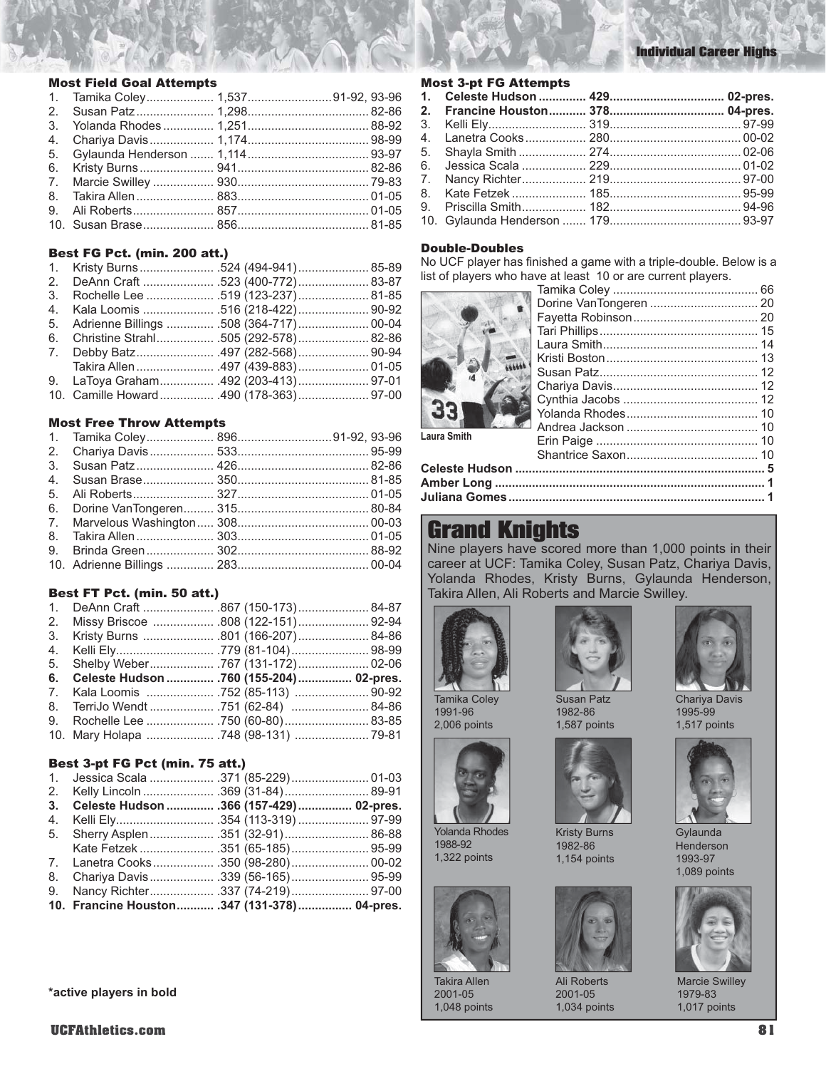## Individual Career Highs

### Most Field Goal Attempts

| Rank | Player | Attempts | Years |
|---|---|---|---|
| 1. | Tamika Coley | 1,537 | 91-92, 93-96 |
| 2. | Susan Patz | 1,298 | 82-86 |
| 3. | Yolanda Rhodes | 1,251 | 88-92 |
| 4. | Chariya Davis | 1,174 | 98-99 |
| 5. | Gylaunda Henderson | 1,114 | 93-97 |
| 6. | Kristy Burns | 941 | 82-86 |
| 7. | Marcie Swilley | 930 | 79-83 |
| 8. | Takira Allen | 883 | 01-05 |
| 9. | Ali Roberts | 857 | 01-05 |
| 10. | Susan Brase | 856 | 81-85 |

### Best FG Pct. (min. 200 att.)

| Rank | Player | Pct. | Years |
|---|---|---|---|
| 1. | Kristy Burns | .524 (494-941) | 85-89 |
| 2. | DeAnn Craft | .523 (400-772) | 83-87 |
| 3. | Rochelle Lee | .519 (123-237) | 81-85 |
| 4. | Kala Loomis | .516 (218-422) | 90-92 |
| 5. | Adrienne Billings | .508 (364-717) | 00-04 |
| 6. | Christine Strahl | .505 (292-578) | 82-86 |
| 7. | Debby Batz | .497 (282-568) | 90-94 |
| | Takira Allen | .497 (439-883) | 01-05 |
| 9. | LaToya Graham | .492 (203-413) | 97-01 |
| 10. | Camille Howard | .490 (178-363) | 97-00 |

### Most Free Throw Attempts

| Rank | Player | Attempts | Years |
|---|---|---|---|
| 1. | Tamika Coley | 896 | 91-92, 93-96 |
| 2. | Chariya Davis | 533 | 95-99 |
| 3. | Susan Patz | 426 | 82-86 |
| 4. | Susan Brase | 350 | 81-85 |
| 5. | Ali Roberts | 327 | 01-05 |
| 6. | Dorine VanTongeren | 315 | 80-84 |
| 7. | Marvelous Washington | 308 | 00-03 |
| 8. | Takira Allen | 303 | 01-05 |
| 9. | Brinda Green | 302 | 88-92 |
| 10. | Adrienne Billings | 283 | 00-04 |

### Best FT Pct. (min. 50 att.)

| Rank | Player | Pct. | Years |
|---|---|---|---|
| 1. | DeAnn Craft | .867 (150-173) | 84-87 |
| 2. | Missy Briscoe | .808 (122-151) | 92-94 |
| 3. | Kristy Burns | .801 (166-207) | 84-86 |
| 4. | Kelli Ely | .779 (81-104) | 98-99 |
| 5. | Shelby Weber | .767 (131-172) | 02-06 |
| **6.** | **Celeste Hudson** | **.760 (155-204)** | **02-pres.** |
| 7. | Kala Loomis | .752 (85-113) | 90-92 |
| 8. | TerriJo Wendt | .750 (62-84) | 84-86 |
| 9. | Rochelle Lee | .750 (60-80) | 83-85 |
| 10. | Mary Holapa | .748 (98-131) | 79-81 |

### Best 3-pt FG Pct (min. 75 att.)

| Rank | Player | Pct. | Years |
|---|---|---|---|
| 1. | Jessica Scala | .371 (85-229) | 01-03 |
| 2. | Kelly Lincoln | .369 (31-84) | 89-91 |
| **3.** | **Celeste Hudson** | **.366 (157-429)** | **02-pres.** |
| 4. | Kelli Ely | .354 (113-319) | 97-99 |
| 5. | Sherry Asplen | .351 (32-91) | 86-88 |
| | Kate Fetzek | .351 (65-185) | 95-99 |
| 7. | Lanetra Cooks | .350 (98-280) | 00-02 |
| 8. | Chariya Davis | .339 (56-165) | 95-99 |
| 9. | Nancy Richter | .337 (74-219) | 97-00 |
| **10.** | **Francine Houston** | **.347 (131-378)** | **04-pres.** |

*active players in bold

### Most 3-pt FG Attempts

| Rank | Player | Attempts | Years |
|---|---|---|---|
| **1.** | **Celeste Hudson** | **429** | **02-pres.** |
| **2.** | **Francine Houston** | **378** | **04-pres.** |
| 3. | Kelli Ely | 319 | 97-99 |
| 4. | Lanetra Cooks | 280 | 00-02 |
| 5. | Shayla Smith | 274 | 02-06 |
| 6. | Jessica Scala | 229 | 01-02 |
| 7. | Nancy Richter | 219 | 97-00 |
| 8. | Kate Fetzek | 185 | 95-99 |
| 9. | Priscilla Smith | 182 | 94-96 |
| 10. | Gylaunda Henderson | 179 | 93-97 |

### Double-Doubles

No UCF player has finished a game with a triple-double. Below is a list of players who have at least 10 or are current players.

| Player | Double-Doubles |
|---|---|
| Tamika Coley | 66 |
| Dorine VanTongeren | 20 |
| Fayetta Robinson | 20 |
| Tari Phillips | 15 |
| Laura Smith | 14 |
| Kristi Boston | 13 |
| Susan Patz | 12 |
| Chariya Davis | 12 |
| Cynthia Jacobs | 12 |
| Yolanda Rhodes | 10 |
| Andrea Jackson | 10 |
| Erin Paige | 10 |
| Shantrice Saxon | 10 |
| **Celeste Hudson** | **5** |
| **Amber Long** | **1** |
| **Juliana Gomes** | **1** |

Laura Smith

## Grand Knights

Nine players have scored more than 1,000 points in their career at UCF: Tamika Coley, Susan Patz, Chariya Davis, Yolanda Rhodes, Kristy Burns, Gylaunda Henderson, Takira Allen, Ali Roberts and Marcie Swilley.

Tamika Coley
1991-96
2,006 points

Susan Patz
1982-86
1,587 points

Chariya Davis
1995-99
1,517 points

Yolanda Rhodes
1988-92
1,322 points

Kristy Burns
1982-86
1,154 points

Gylaunda Henderson
1993-97
1,089 points

Takira Allen
2001-05
1,048 points

Ali Roberts
2001-05
1,034 points

Marcie Swilley
1979-83
1,017 points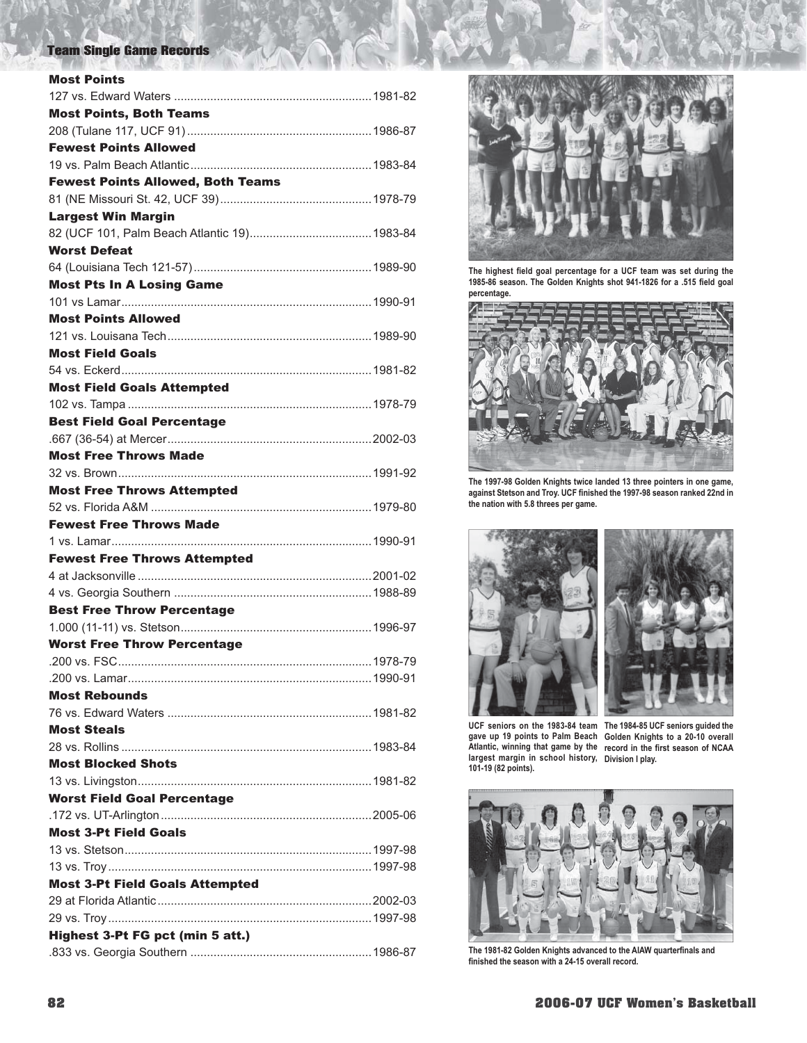## Team Single Game Records

**Most Points**
127 vs. Edward Waters ........................................................... 1981-82

**Most Points, Both Teams**
208 (Tulane 117, UCF 91) ....................................................... 1986-87

**Fewest Points Allowed**
19 vs. Palm Beach Atlantic ...................................................... 1983-84

**Fewest Points Allowed, Both Teams**
81 (NE Missouri St. 42, UCF 39) ............................................. 1978-79

**Largest Win Margin**
82 (UCF 101, Palm Beach Atlantic 19) .................................... 1983-84

**Worst Defeat**
64 (Louisiana Tech 121-57) ..................................................... 1989-90

**Most Pts In A Losing Game**
101 vs Lamar ........................................................................... 1990-91

**Most Points Allowed**
121 vs. Louisana Tech ............................................................. 1989-90

**Most Field Goals**
54 vs. Eckerd ........................................................................... 1981-82

**Most Field Goals Attempted**
102 vs. Tampa ......................................................................... 1978-79

**Best Field Goal Percentage**
.667 (36-54) at Mercer ............................................................. 2002-03

**Most Free Throws Made**
32 vs. Brown ............................................................................ 1991-92

**Most Free Throws Attempted**
52 vs. Florida A&M .................................................................. 1979-80

**Fewest Free Throws Made**
1 vs. Lamar .............................................................................. 1990-91

**Fewest Free Throws Attempted**
4 at Jacksonville ...................................................................... 2001-02
4 vs. Georgia Southern ........................................................... 1988-89

**Best Free Throw Percentage**
1.000 (11-11) vs. Stetson ......................................................... 1996-97

**Worst Free Throw Percentage**
.200 vs. FSC ............................................................................ 1978-79
.200 vs. Lamar ......................................................................... 1990-91

**Most Rebounds**
76 vs. Edward Waters ............................................................. 1981-82

**Most Steals**
28 vs. Rollins ........................................................................... 1983-84

**Most Blocked Shots**
13 vs. Livingston ...................................................................... 1981-82

**Worst Field Goal Percentage**
.172 vs. UT-Arlington ............................................................... 2005-06

**Most 3-Pt Field Goals**
13 vs. Stetson .......................................................................... 1997-98
13 vs. Troy ............................................................................... 1997-98

**Most 3-Pt Field Goals Attempted**
29 at Florida Atlantic ................................................................ 2002-03
29 vs. Troy ............................................................................... 1997-98

**Highest 3-Pt FG pct (min 5 att.)**
.833 vs. Georgia Southern ...................................................... 1986-87

**The highest field goal percentage for a UCF team was set during the 1985-86 season. The Golden Knights shot 941-1826 for a .515 field goal percentage.**

**The 1997-98 Golden Knights twice landed 13 three pointers in one game, against Stetson and Troy. UCF finished the 1997-98 season ranked 22nd in the nation with 5.8 threes per game.**

**UCF seniors on the 1983-84 team gave up 19 points to Palm Beach Atlantic, winning that game by the largest margin in school history, 101-19 (82 points).**

**The 1984-85 UCF seniors guided the Golden Knights to a 20-10 overall record in the first season of NCAA Division I play.**

**The 1981-82 Golden Knights advanced to the AIAW quarterfinals and finished the season with a 24-15 overall record.**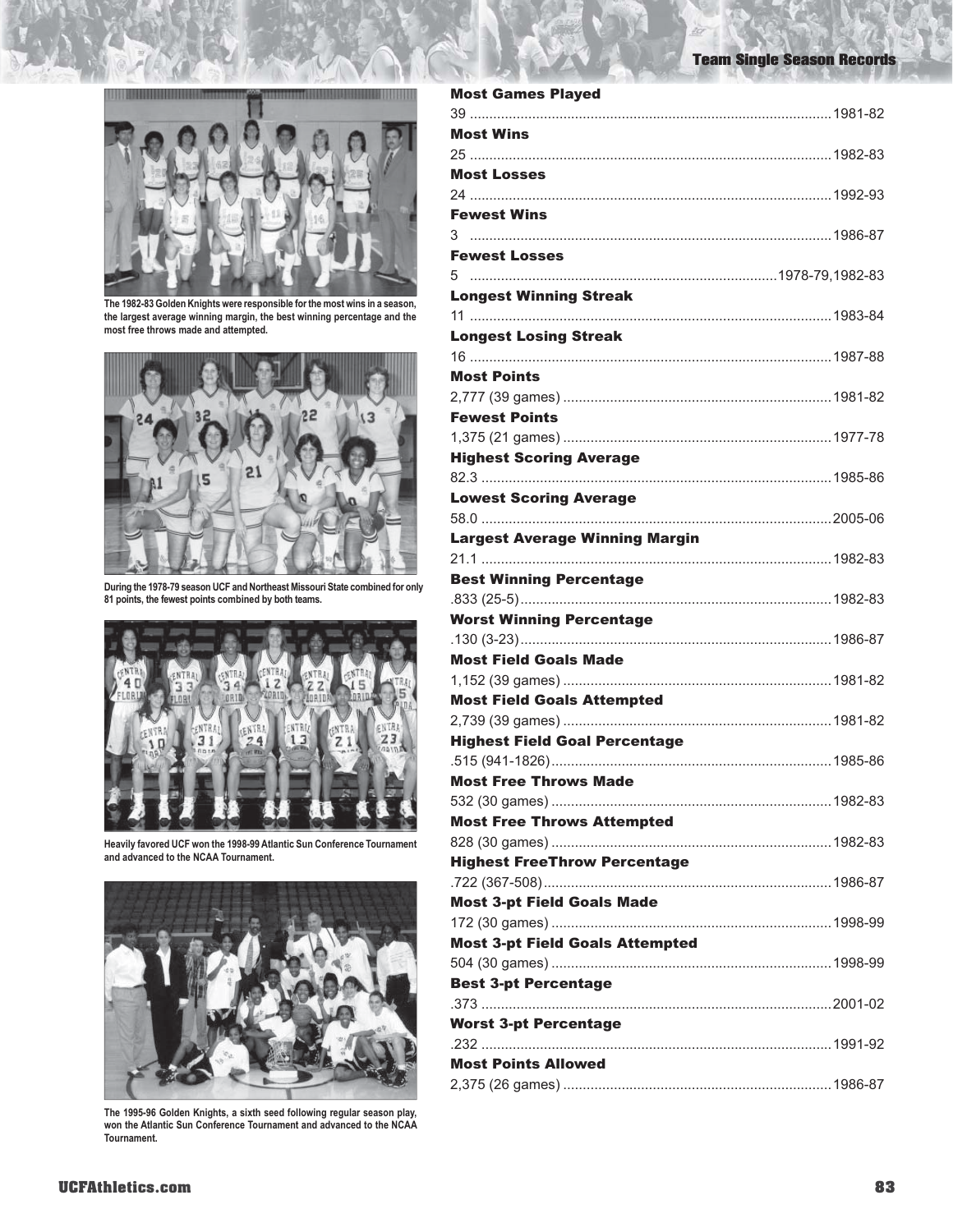## Team Single Season Records

The 1982-83 Golden Knights were responsible for the most wins in a season, the largest average winning margin, the best winning percentage and the most free throws made and attempted.

During the 1978-79 season UCF and Northeast Missouri State combined for only 81 points, the fewest points combined by both teams.

Heavily favored UCF won the 1998-99 Atlantic Sun Conference Tournament and advanced to the NCAA Tournament.

The 1995-96 Golden Knights, a sixth seed following regular season play, won the Atlantic Sun Conference Tournament and advanced to the NCAA Tournament.

**Most Games Played**
39 .......... 1981-82

**Most Wins**
25 .......... 1982-83

**Most Losses**
24 .......... 1992-93

**Fewest Wins**
3 .......... 1986-87

**Fewest Losses**
5 .......... 1978-79,1982-83

**Longest Winning Streak**
11 .......... 1983-84

**Longest Losing Streak**
16 .......... 1987-88

**Most Points**
2,777 (39 games) .......... 1981-82

**Fewest Points**
1,375 (21 games) .......... 1977-78

**Highest Scoring Average**
82.3 .......... 1985-86

**Lowest Scoring Average**
58.0 .......... 2005-06

**Largest Average Winning Margin**
21.1 .......... 1982-83

**Best Winning Percentage**
.833 (25-5) .......... 1982-83

**Worst Winning Percentage**
.130 (3-23) .......... 1986-87

**Most Field Goals Made**
1,152 (39 games) .......... 1981-82

**Most Field Goals Attempted**
2,739 (39 games) .......... 1981-82

**Highest Field Goal Percentage**
.515 (941-1826) .......... 1985-86

**Most Free Throws Made**
532 (30 games) .......... 1982-83

**Most Free Throws Attempted**
828 (30 games) .......... 1982-83

**Highest FreeThrow Percentage**
.722 (367-508) .......... 1986-87

**Most 3-pt Field Goals Made**
172 (30 games) .......... 1998-99

**Most 3-pt Field Goals Attempted**
504 (30 games) .......... 1998-99

**Best 3-pt Percentage**
.373 .......... 2001-02

**Worst 3-pt Percentage**
.232 .......... 1991-92

**Most Points Allowed**
2,375 (26 games) .......... 1986-87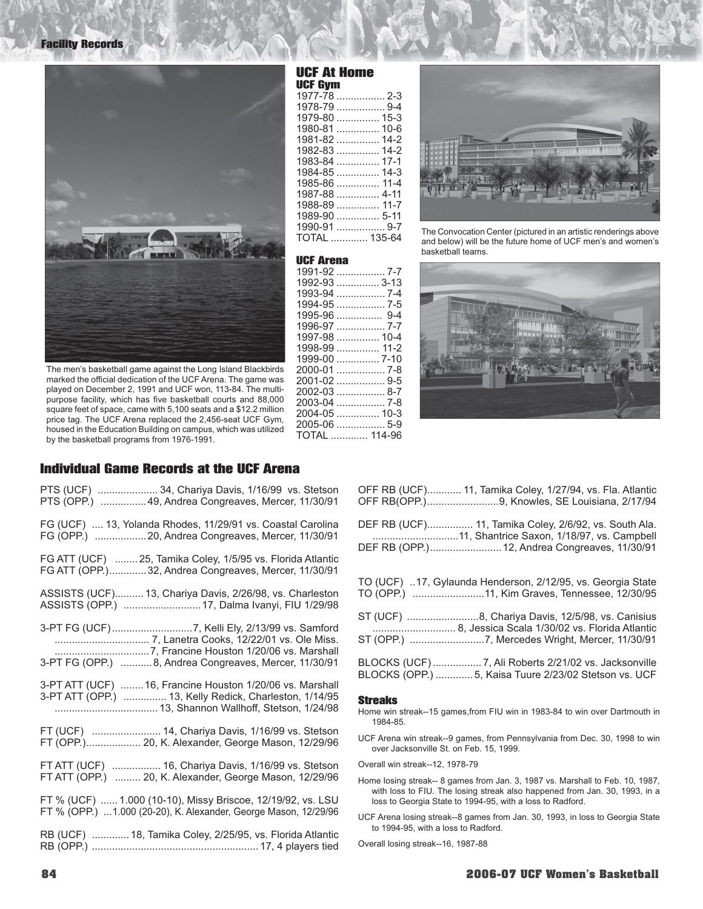## Facility Records

The men's basketball game against the Long Island Blackbirds marked the official dedication of the UCF Arena. The game was played on December 2, 1991 and UCF won, 113-84. The multi-purpose facility, which has five basketball courts and 88,000 square feet of space, came with 5,100 seats and a $12.2 million price tag. The UCF Arena replaced the 2,456-seat UCF Gym, housed in the Education Building on campus, which was utilized by the basketball programs from 1976-1991.

## UCF At Home

### UCF Gym

| Season | Record |
|---|---|
| 1977-78 | 2-3 |
| 1978-79 | 9-4 |
| 1979-80 | 15-3 |
| 1980-81 | 10-6 |
| 1981-82 | 14-2 |
| 1982-83 | 14-2 |
| 1983-84 | 17-1 |
| 1984-85 | 14-3 |
| 1985-86 | 11-4 |
| 1987-88 | 4-11 |
| 1988-89 | 11-7 |
| 1989-90 | 5-11 |
| 1990-91 | 9-7 |
| TOTAL | 135-64 |

### UCF Arena

| Season | Record |
|---|---|
| 1991-92 | 7-7 |
| 1992-93 | 3-13 |
| 1993-94 | 7-4 |
| 1994-95 | 7-5 |
| 1995-96 | 9-4 |
| 1996-97 | 7-7 |
| 1997-98 | 10-4 |
| 1998-99 | 11-2 |
| 1999-00 | 7-10 |
| 2000-01 | 7-8 |
| 2001-02 | 9-5 |
| 2002-03 | 8-7 |
| 2003-04 | 7-8 |
| 2004-05 | 10-3 |
| 2005-06 | 5-9 |
| TOTAL | 114-96 |

The Convocation Center (pictured in an artistic renderings above and below) will be the future home of UCF men's and women's basketball teams.

## Individual Game Records at the UCF Arena

PTS (UCF) ..................... 34, Chariya Davis, 1/16/99 vs. Stetson
PTS (OPP.) ................ 49, Andrea Congreaves, Mercer, 11/30/91

FG (UCF) .... 13, Yolanda Rhodes, 11/29/91 vs. Coastal Carolina
FG (OPP.) .................. 20, Andrea Congreaves, Mercer, 11/30/91

FG ATT (UCF) ........ 25, Tamika Coley, 1/5/95 vs. Florida Atlantic
FG ATT (OPP.)............. 32, Andrea Congreaves, Mercer, 11/30/91

ASSISTS (UCF).......... 13, Chariya Davis, 2/26/98, vs. Charleston
ASSISTS (OPP.) ........................... 17, Dalma Ivanyi, FIU 1/29/98

3-PT FG (UCF) ............................7, Kelli Ely, 2/13/99 vs. Samford
................................. 7, Lanetra Cooks, 12/22/01 vs. Ole Miss.
.................................7, Francine Houston 1/20/06 vs. Marshall
3-PT FG (OPP.) ........... 8, Andrea Congreaves, Mercer, 11/30/91

3-PT ATT (UCF) ........ 16, Francine Houston 1/20/06 vs. Marshall
3-PT ATT (OPP.) ............... 13, Kelly Redick, Charleston, 1/14/95
.................................... 13, Shannon Wallhoff, Stetson, 1/24/98

FT (UCF) ........................ 14, Chariya Davis, 1/16/99 vs. Stetson
FT (OPP.)................... 20, K. Alexander, George Mason, 12/29/96

FT ATT (UCF) ................. 16, Chariya Davis, 1/16/99 vs. Stetson
FT ATT (OPP.) ......... 20, K. Alexander, George Mason, 12/29/96

FT % (UCF) ...... 1.000 (10-10), Missy Briscoe, 12/19/92, vs. LSU
FT % (OPP.) ... 1.000 (20-20), K. Alexander, George Mason, 12/29/96

RB (UCF) ............. 18, Tamika Coley, 2/25/95, vs. Florida Atlantic
RB (OPP.) .......................................................... 17, 4 players tied

OFF RB (UCF)............ 11, Tamika Coley, 1/27/94, vs. Fla. Atlantic
OFF RB(OPP.).........................9, Knowles, SE Louisiana, 2/17/94

DEF RB (UCF)................ 11, Tamika Coley, 2/6/92, vs. South Ala.
..............................11, Shantrice Saxon, 1/18/97, vs. Campbell
DEF RB (OPP.)......................... 12, Andrea Congreaves, 11/30/91

TO (UCF) ..17, Gylaunda Henderson, 2/12/95, vs. Georgia State
TO (OPP.) .........................11, Kim Graves, Tennessee, 12/30/95

ST (UCF) .........................8, Chariya Davis, 12/5/98, vs. Canisius
............................ 8, Jessica Scala 1/30/02 vs. Florida Atlantic
ST (OPP.) ..........................7, Mercedes Wright, Mercer, 11/30/91

BLOCKS (UCF) ................. 7, Ali Roberts 2/21/02 vs. Jacksonville
BLOCKS (OPP.) ............. 5, Kaisa Tuure 2/23/02 Stetson vs. UCF

### Streaks

Home win streak--15 games,from FIU win in 1983-84 to win over Dartmouth in 1984-85.

UCF Arena win streak--9 games, from Pennsylvania from Dec. 30, 1998 to win over Jacksonville St. on Feb. 15, 1999.

Overall win streak--12, 1978-79

Home losing streak-- 8 games from Jan. 3, 1987 vs. Marshall to Feb. 10, 1987, with loss to FIU. The losing streak also happened from Jan. 30, 1993, in a loss to Georgia State to 1994-95, with a loss to Radford.

UCF Arena losing streak--8 games from Jan. 30, 1993, in loss to Georgia State to 1994-95, with a loss to Radford.

Overall losing streak--16, 1987-88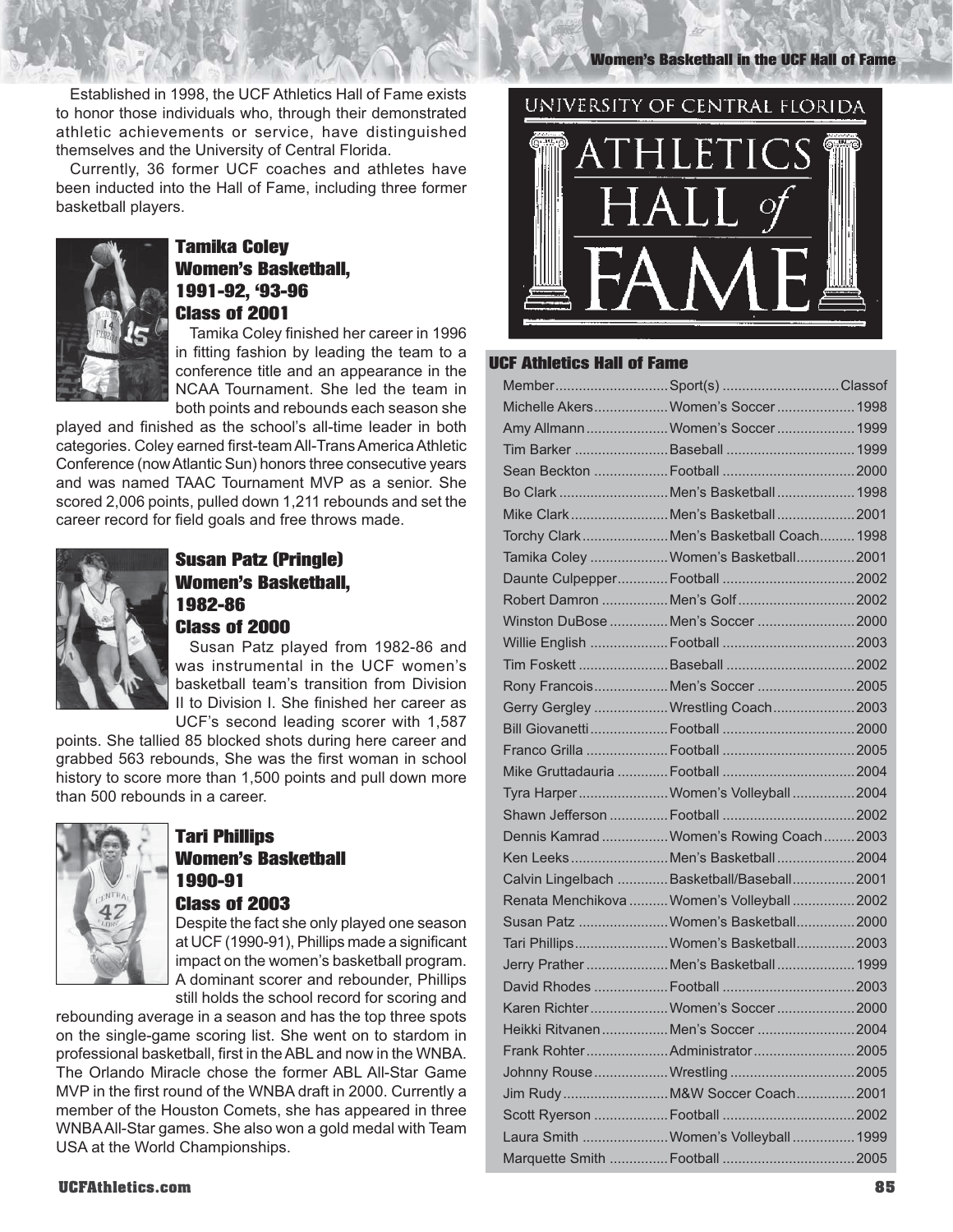Established in 1998, the UCF Athletics Hall of Fame exists to honor those individuals who, through their demonstrated athletic achievements or service, have distinguished themselves and the University of Central Florida.

Currently, 36 former UCF coaches and athletes have been inducted into the Hall of Fame, including three former basketball players.

### Tamika Coley
### Women's Basketball, 1991-92, '93-96
### Class of 2001

Tamika Coley finished her career in 1996 in fitting fashion by leading the team to a conference title and an appearance in the NCAA Tournament. She led the team in both points and rebounds each season she played and finished as the school's all-time leader in both categories. Coley earned first-team All-Trans America Athletic Conference (now Atlantic Sun) honors three consecutive years and was named TAAC Tournament MVP as a senior. She scored 2,006 points, pulled down 1,211 rebounds and set the career record for field goals and free throws made.

### Susan Patz (Pringle)
### Women's Basketball, 1982-86
### Class of 2000

Susan Patz played from 1982-86 and was instrumental in the UCF women's basketball team's transition from Division II to Division I. She finished her career as UCF's second leading scorer with 1,587 points. She tallied 85 blocked shots during here career and grabbed 563 rebounds, She was the first woman in school history to score more than 1,500 points and pull down more than 500 rebounds in a career.

### Tari Phillips
### Women's Basketball
### 1990-91
### Class of 2003

Despite the fact she only played one season at UCF (1990-91), Phillips made a significant impact on the women's basketball program. A dominant scorer and rebounder, Phillips still holds the school record for scoring and rebounding average in a season and has the top three spots on the single-game scoring list. She went on to stardom in professional basketball, first in the ABL and now in the WNBA. The Orlando Miracle chose the former ABL All-Star Game MVP in the first round of the WNBA draft in 2000. Currently a member of the Houston Comets, she has appeared in three WNBA All-Star games. She also won a gold medal with Team USA at the World Championships.

UNIVERSITY OF CENTRAL FLORIDA
ATHLETICS HALL of FAME

### UCF Athletics Hall of Fame

| Member | Sport(s) | Classof |
|---|---|---|
| Michelle Akers | Women's Soccer | 1998 |
| Amy Allmann | Women's Soccer | 1999 |
| Tim Barker | Baseball | 1999 |
| Sean Beckton | Football | 2000 |
| Bo Clark | Men's Basketball | 1998 |
| Mike Clark | Men's Basketball | 2001 |
| Torchy Clark | Men's Basketball Coach | 1998 |
| Tamika Coley | Women's Basketball | 2001 |
| Daunte Culpepper | Football | 2002 |
| Robert Damron | Men's Golf | 2002 |
| Winston DuBose | Men's Soccer | 2000 |
| Willie English | Football | 2003 |
| Tim Foskett | Baseball | 2002 |
| Rony Francois | Men's Soccer | 2005 |
| Gerry Gergley | Wrestling Coach | 2003 |
| Bill Giovanetti | Football | 2000 |
| Franco Grilla | Football | 2005 |
| Mike Gruttadauria | Football | 2004 |
| Tyra Harper | Women's Volleyball | 2004 |
| Shawn Jefferson | Football | 2002 |
| Dennis Kamrad | Women's Rowing Coach | 2003 |
| Ken Leeks | Men's Basketball | 2004 |
| Calvin Lingelbach | Basketball/Baseball | 2001 |
| Renata Menchikova | Women's Volleyball | 2002 |
| Susan Patz | Women's Basketball | 2000 |
| Tari Phillips | Women's Basketball | 2003 |
| Jerry Prather | Men's Basketball | 1999 |
| David Rhodes | Football | 2003 |
| Karen Richter | Women's Soccer | 2000 |
| Heikki Ritvanen | Men's Soccer | 2004 |
| Frank Rohter | Administrator | 2005 |
| Johnny Rouse | Wrestling | 2005 |
| Jim Rudy | M&W Soccer Coach | 2001 |
| Scott Ryerson | Football | 2002 |
| Laura Smith | Women's Volleyball | 1999 |
| Marquette Smith | Football | 2005 |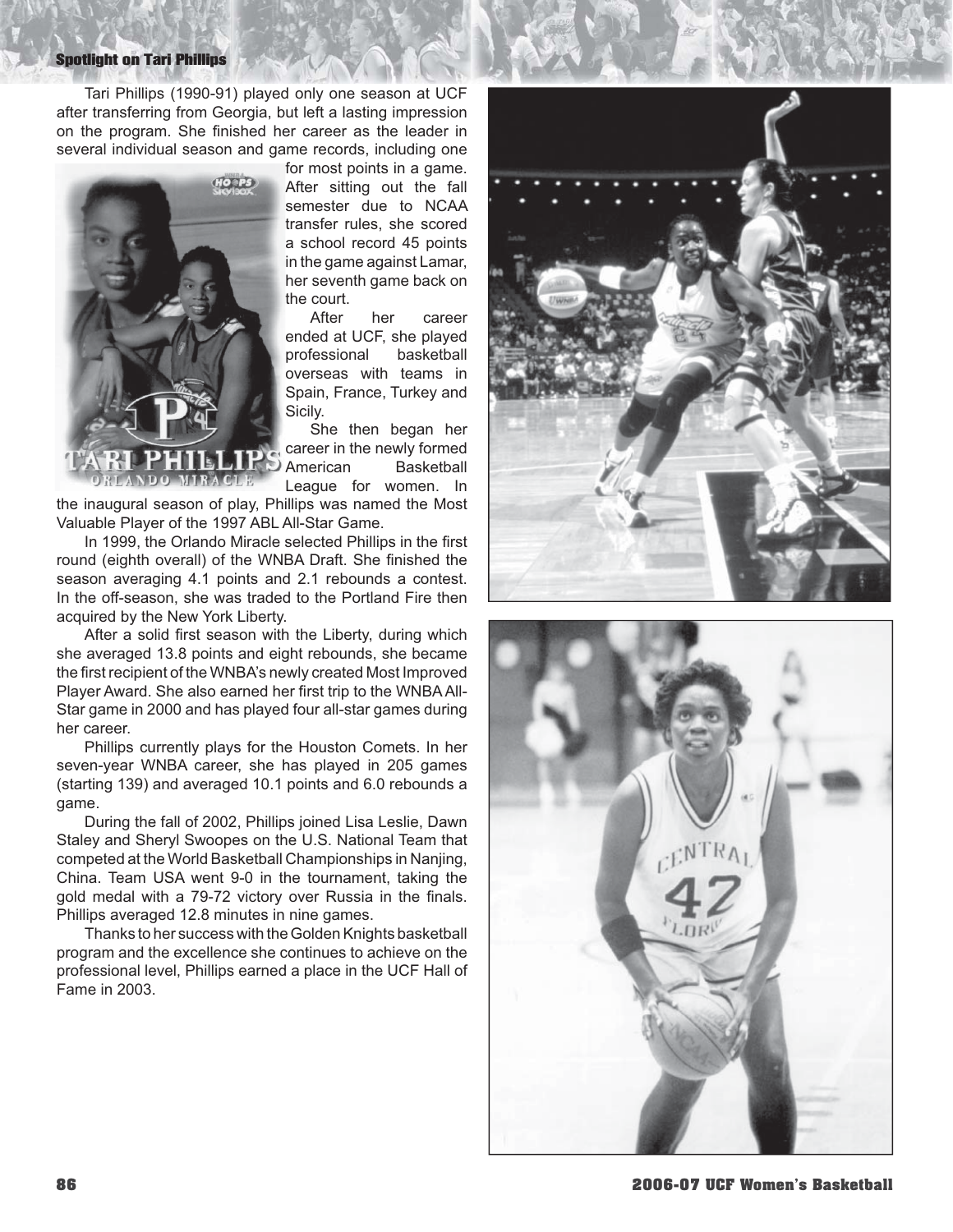## Spotlight on Tari Phillips

Tari Phillips (1990-91) played only one season at UCF after transferring from Georgia, but left a lasting impression on the program. She finished her career as the leader in several individual season and game records, including one for most points in a game. After sitting out the fall semester due to NCAA transfer rules, she scored a school record 45 points in the game against Lamar, her seventh game back on the court.

After her career ended at UCF, she played professional basketball overseas with teams in Spain, France, Turkey and Sicily.

She then began her career in the newly formed American Basketball League for women. In the inaugural season of play, Phillips was named the Most Valuable Player of the 1997 ABL All-Star Game.

In 1999, the Orlando Miracle selected Phillips in the first round (eighth overall) of the WNBA Draft. She finished the season averaging 4.1 points and 2.1 rebounds a contest. In the off-season, she was traded to the Portland Fire then acquired by the New York Liberty.

After a solid first season with the Liberty, during which she averaged 13.8 points and eight rebounds, she became the first recipient of the WNBA's newly created Most Improved Player Award. She also earned her first trip to the WNBA All-Star game in 2000 and has played four all-star games during her career.

Phillips currently plays for the Houston Comets. In her seven-year WNBA career, she has played in 205 games (starting 139) and averaged 10.1 points and 6.0 rebounds a game.

During the fall of 2002, Phillips joined Lisa Leslie, Dawn Staley and Sheryl Swoopes on the U.S. National Team that competed at the World Basketball Championships in Nanjing, China. Team USA went 9-0 in the tournament, taking the gold medal with a 79-72 victory over Russia in the finals. Phillips averaged 12.8 minutes in nine games.

Thanks to her success with the Golden Knights basketball program and the excellence she continues to achieve on the professional level, Phillips earned a place in the UCF Hall of Fame in 2003.